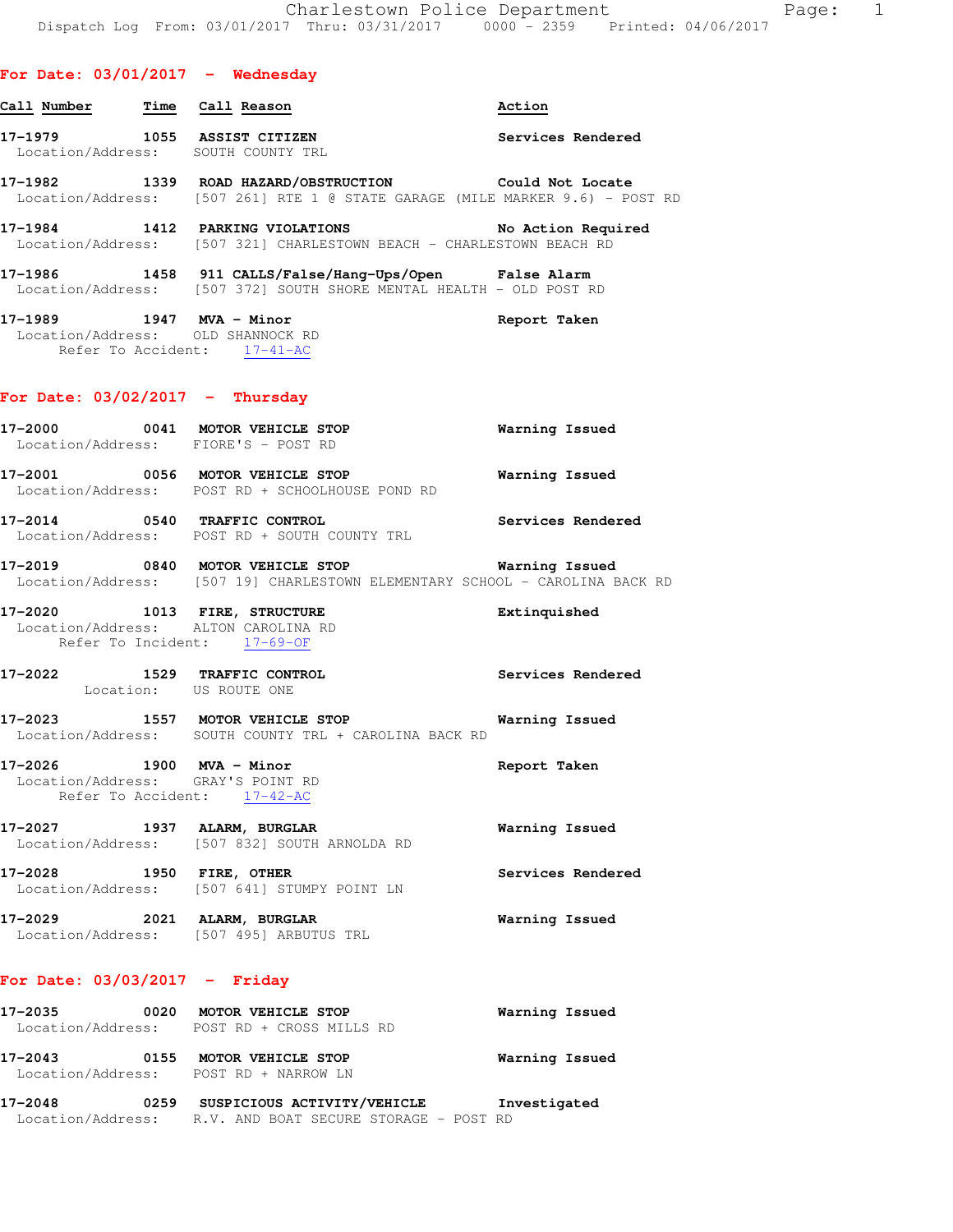Dispatch Log From: 03/01/2017 Thru: 03/31/2017 0000 - 2359 Printed: 04/06/2017

## For Date: 03/01/2017 - Wednesday

| Call Number | Time | Call Reason | Action |
|---|---|---|---|
| 17-1979 | 1055 | ASSIST CITIZEN | Services Rendered |

Location/Address: SOUTH COUNTY TRL

**17-1982** 1339 **ROAD HAZARD/OBSTRUCTION** — Could Not Locate
Location/Address: [507 261] RTE 1 @ STATE GARAGE (MILE MARKER 9.6) - POST RD

**17-1984** 1412 **PARKING VIOLATIONS** — No Action Required
Location/Address: [507 321] CHARLESTOWN BEACH - CHARLESTOWN BEACH RD

**17-1986** 1458 **911 CALLS/False/Hang-Ups/Open** — False Alarm
Location/Address: [507 372] SOUTH SHORE MENTAL HEALTH - OLD POST RD

**17-1989** 1947 **MVA - Minor** — Report Taken
Location/Address: OLD SHANNOCK RD
Refer To Accident: 17-41-AC

## For Date: 03/02/2017 - Thursday

**17-2000** 0041 **MOTOR VEHICLE STOP** — Warning Issued
Location/Address: FIORE'S - POST RD

**17-2001** 0056 **MOTOR VEHICLE STOP** — Warning Issued
Location/Address: POST RD + SCHOOLHOUSE POND RD

**17-2014** 0540 **TRAFFIC CONTROL** — Services Rendered
Location/Address: POST RD + SOUTH COUNTY TRL

**17-2019** 0840 **MOTOR VEHICLE STOP** — Warning Issued
Location/Address: [507 19] CHARLESTOWN ELEMENTARY SCHOOL - CAROLINA BACK RD

**17-2020** 1013 **FIRE, STRUCTURE** — Extinquished
Location/Address: ALTON CAROLINA RD
Refer To Incident: 17-69-OF

**17-2022** 1529 **TRAFFIC CONTROL** — Services Rendered
Location: US ROUTE ONE

**17-2023** 1557 **MOTOR VEHICLE STOP** — Warning Issued
Location/Address: SOUTH COUNTY TRL + CAROLINA BACK RD

**17-2026** 1900 **MVA - Minor** — Report Taken
Location/Address: GRAY'S POINT RD
Refer To Accident: 17-42-AC

**17-2027** 1937 **ALARM, BURGLAR** — Warning Issued
Location/Address: [507 832] SOUTH ARNOLDA RD

**17-2028** 1950 **FIRE, OTHER** — Services Rendered
Location/Address: [507 641] STUMPY POINT LN

**17-2029** 2021 **ALARM, BURGLAR** — Warning Issued
Location/Address: [507 495] ARBUTUS TRL

## For Date: 03/03/2017 - Friday

**17-2035** 0020 **MOTOR VEHICLE STOP** — Warning Issued
Location/Address: POST RD + CROSS MILLS RD

**17-2043** 0155 **MOTOR VEHICLE STOP** — Warning Issued
Location/Address: POST RD + NARROW LN

**17-2048** 0259 **SUSPICIOUS ACTIVITY/VEHICLE** — Investigated
Location/Address: R.V. AND BOAT SECURE STORAGE - POST RD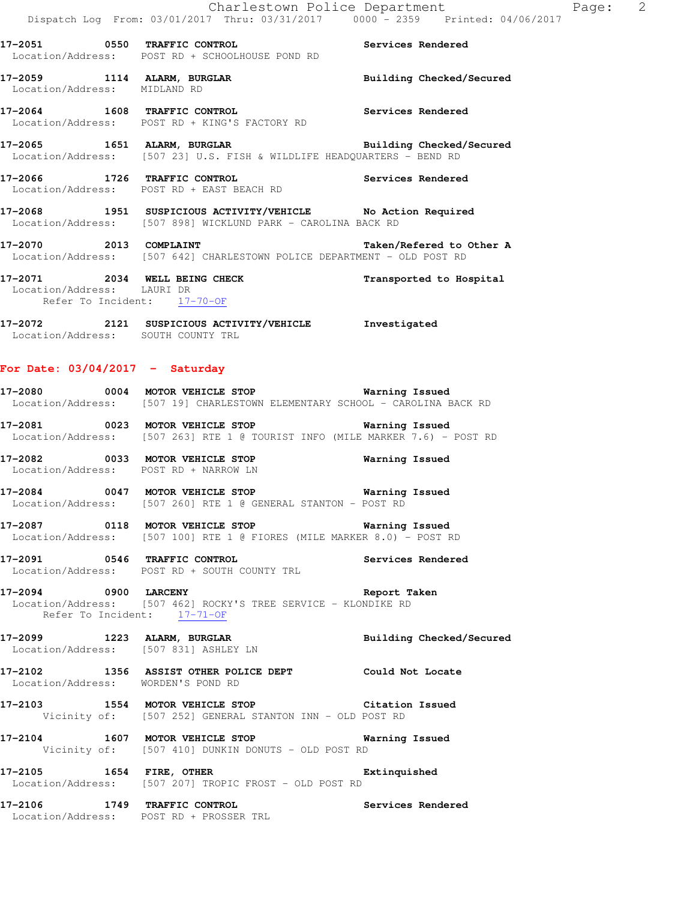**17-2051 0550 TRAFFIC CONTROL** Services Rendered
Location/Address: POST RD + SCHOOLHOUSE POND RD

**17-2059 1114 ALARM, BURGLAR** Building Checked/Secured
Location/Address: MIDLAND RD

**17-2064 1608 TRAFFIC CONTROL** Services Rendered
Location/Address: POST RD + KING'S FACTORY RD

**17-2065 1651 ALARM, BURGLAR** Building Checked/Secured
Location/Address: [507 23] U.S. FISH & WILDLIFE HEADQUARTERS - BEND RD

**17-2066 1726 TRAFFIC CONTROL** Services Rendered
Location/Address: POST RD + EAST BEACH RD

**17-2068 1951 SUSPICIOUS ACTIVITY/VEHICLE** No Action Required
Location/Address: [507 898] WICKLUND PARK - CAROLINA BACK RD

**17-2070 2013 COMPLAINT** Taken/Refered to Other A
Location/Address: [507 642] CHARLESTOWN POLICE DEPARTMENT - OLD POST RD

**17-2071 2034 WELL BEING CHECK** Transported to Hospital
Location/Address: LAURI DR
Refer To Incident: 17-70-OF

**17-2072 2121 SUSPICIOUS ACTIVITY/VEHICLE** Investigated
Location/Address: SOUTH COUNTY TRL

## For Date: 03/04/2017 - Saturday

**17-2080 0004 MOTOR VEHICLE STOP** Warning Issued
Location/Address: [507 19] CHARLESTOWN ELEMENTARY SCHOOL - CAROLINA BACK RD

**17-2081 0023 MOTOR VEHICLE STOP** Warning Issued
Location/Address: [507 263] RTE 1 @ TOURIST INFO (MILE MARKER 7.6) - POST RD

**17-2082 0033 MOTOR VEHICLE STOP** Warning Issued
Location/Address: POST RD + NARROW LN

**17-2084 0047 MOTOR VEHICLE STOP** Warning Issued
Location/Address: [507 260] RTE 1 @ GENERAL STANTON - POST RD

**17-2087 0118 MOTOR VEHICLE STOP** Warning Issued
Location/Address: [507 100] RTE 1 @ FIORES (MILE MARKER 8.0) - POST RD

**17-2091 0546 TRAFFIC CONTROL** Services Rendered
Location/Address: POST RD + SOUTH COUNTY TRL

**17-2094 0900 LARCENY** Report Taken
Location/Address: [507 462] ROCKY'S TREE SERVICE - KLONDIKE RD
Refer To Incident: 17-71-OF

**17-2099 1223 ALARM, BURGLAR** Building Checked/Secured
Location/Address: [507 831] ASHLEY LN

**17-2102 1356 ASSIST OTHER POLICE DEPT** Could Not Locate
Location/Address: WORDEN'S POND RD

**17-2103 1554 MOTOR VEHICLE STOP** Citation Issued
Vicinity of: [507 252] GENERAL STANTON INN - OLD POST RD

**17-2104 1607 MOTOR VEHICLE STOP** Warning Issued
Vicinity of: [507 410] DUNKIN DONUTS - OLD POST RD

**17-2105 1654 FIRE, OTHER** Extinquished
Location/Address: [507 207] TROPIC FROST - OLD POST RD

**17-2106 1749 TRAFFIC CONTROL** Services Rendered
Location/Address: POST RD + PROSSER TRL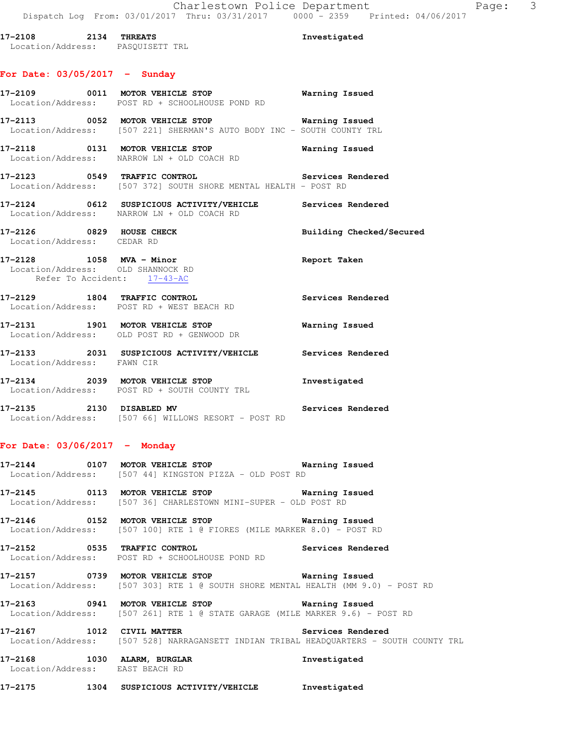**17-2108 2134 THREATS** Investigated
Location/Address: PASQUISETT TRL

## For Date: 03/05/2017 - Sunday

**17-2109 0011 MOTOR VEHICLE STOP** Warning Issued
Location/Address: POST RD + SCHOOLHOUSE POND RD

**17-2113 0052 MOTOR VEHICLE STOP** Warning Issued
Location/Address: [507 221] SHERMAN'S AUTO BODY INC - SOUTH COUNTY TRL

**17-2118 0131 MOTOR VEHICLE STOP** Warning Issued
Location/Address: NARROW LN + OLD COACH RD

**17-2123 0549 TRAFFIC CONTROL** Services Rendered
Location/Address: [507 372] SOUTH SHORE MENTAL HEALTH - POST RD

**17-2124 0612 SUSPICIOUS ACTIVITY/VEHICLE** Services Rendered
Location/Address: NARROW LN + OLD COACH RD

**17-2126 0829 HOUSE CHECK** Building Checked/Secured
Location/Address: CEDAR RD

**17-2128 1058 MVA - Minor** Report Taken
Location/Address: OLD SHANNOCK RD
Refer To Accident: 17-43-AC

**17-2129 1804 TRAFFIC CONTROL** Services Rendered
Location/Address: POST RD + WEST BEACH RD

**17-2131 1901 MOTOR VEHICLE STOP** Warning Issued
Location/Address: OLD POST RD + GENWOOD DR

**17-2133 2031 SUSPICIOUS ACTIVITY/VEHICLE** Services Rendered
Location/Address: FAWN CIR

**17-2134 2039 MOTOR VEHICLE STOP** Investigated
Location/Address: POST RD + SOUTH COUNTY TRL

**17-2135 2130 DISABLED MV** Services Rendered
Location/Address: [507 66] WILLOWS RESORT - POST RD

## For Date: 03/06/2017 - Monday

**17-2144 0107 MOTOR VEHICLE STOP** Warning Issued
Location/Address: [507 44] KINGSTON PIZZA - OLD POST RD

**17-2145 0113 MOTOR VEHICLE STOP** Warning Issued
Location/Address: [507 36] CHARLESTOWN MINI-SUPER - OLD POST RD

**17-2146 0152 MOTOR VEHICLE STOP** Warning Issued
Location/Address: [507 100] RTE 1 @ FIORES (MILE MARKER 8.0) - POST RD

**17-2152 0535 TRAFFIC CONTROL** Services Rendered
Location/Address: POST RD + SCHOOLHOUSE POND RD

**17-2157 0739 MOTOR VEHICLE STOP** Warning Issued
Location/Address: [507 303] RTE 1 @ SOUTH SHORE MENTAL HEALTH (MM 9.0) - POST RD

**17-2163 0941 MOTOR VEHICLE STOP** Warning Issued
Location/Address: [507 261] RTE 1 @ STATE GARAGE (MILE MARKER 9.6) - POST RD

**17-2167 1012 CIVIL MATTER** Services Rendered
Location/Address: [507 528] NARRAGANSETT INDIAN TRIBAL HEADQUARTERS - SOUTH COUNTY TRL

**17-2168 1030 ALARM, BURGLAR** Investigated
Location/Address: EAST BEACH RD

**17-2175 1304 SUSPICIOUS ACTIVITY/VEHICLE** Investigated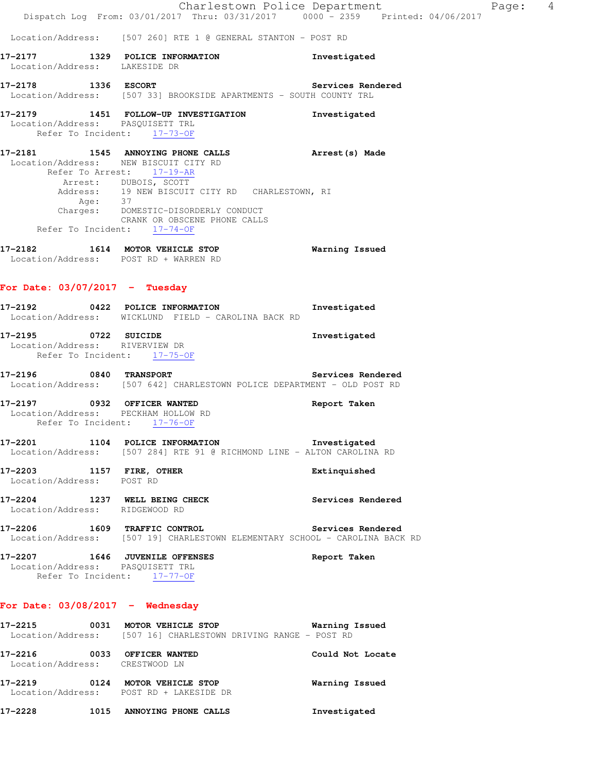Location/Address: [507 260] RTE 1 @ GENERAL STANTON - POST RD

**17-2177 1329 POLICE INFORMATION** Investigated
Location/Address: LAKESIDE DR

**17-2178 1336 ESCORT** Services Rendered
Location/Address: [507 33] BROOKSIDE APARTMENTS - SOUTH COUNTY TRL

**17-2179 1451 FOLLOW-UP INVESTIGATION** Investigated
Location/Address: PASQUISETT TRL
Refer To Incident: 17-73-OF

**17-2181 1545 ANNOYING PHONE CALLS** Arrest(s) Made
Location/Address: NEW BISCUIT CITY RD
Refer To Arrest: 17-19-AR
Arrest: DUBOIS, SCOTT
Address: 19 NEW BISCUIT CITY RD CHARLESTOWN, RI
Age: 37
Charges: DOMESTIC-DISORDERLY CONDUCT
CRANK OR OBSCENE PHONE CALLS
Refer To Incident: 17-74-OF

**17-2182 1614 MOTOR VEHICLE STOP** Warning Issued
Location/Address: POST RD + WARREN RD

## For Date: 03/07/2017 - Tuesday

**17-2192 0422 POLICE INFORMATION** Investigated
Location/Address: WICKLUND FIELD - CAROLINA BACK RD

**17-2195 0722 SUICIDE** Investigated
Location/Address: RIVERVIEW DR
Refer To Incident: 17-75-OF

**17-2196 0840 TRANSPORT** Services Rendered
Location/Address: [507 642] CHARLESTOWN POLICE DEPARTMENT - OLD POST RD

**17-2197 0932 OFFICER WANTED** Report Taken
Location/Address: PECKHAM HOLLOW RD
Refer To Incident: 17-76-OF

**17-2201 1104 POLICE INFORMATION** Investigated
Location/Address: [507 284] RTE 91 @ RICHMOND LINE - ALTON CAROLINA RD

**17-2203 1157 FIRE, OTHER** Extinquished
Location/Address: POST RD

**17-2204 1237 WELL BEING CHECK** Services Rendered
Location/Address: RIDGEWOOD RD

**17-2206 1609 TRAFFIC CONTROL** Services Rendered
Location/Address: [507 19] CHARLESTOWN ELEMENTARY SCHOOL - CAROLINA BACK RD

**17-2207 1646 JUVENILE OFFENSES** Report Taken
Location/Address: PASQUISETT TRL
Refer To Incident: 17-77-OF

## For Date: 03/08/2017 - Wednesday

**17-2215 0031 MOTOR VEHICLE STOP** Warning Issued
Location/Address: [507 16] CHARLESTOWN DRIVING RANGE - POST RD

**17-2216 0033 OFFICER WANTED** Could Not Locate
Location/Address: CRESTWOOD LN

**17-2219 0124 MOTOR VEHICLE STOP** Warning Issued
Location/Address: POST RD + LAKESIDE DR

**17-2228 1015 ANNOYING PHONE CALLS** Investigated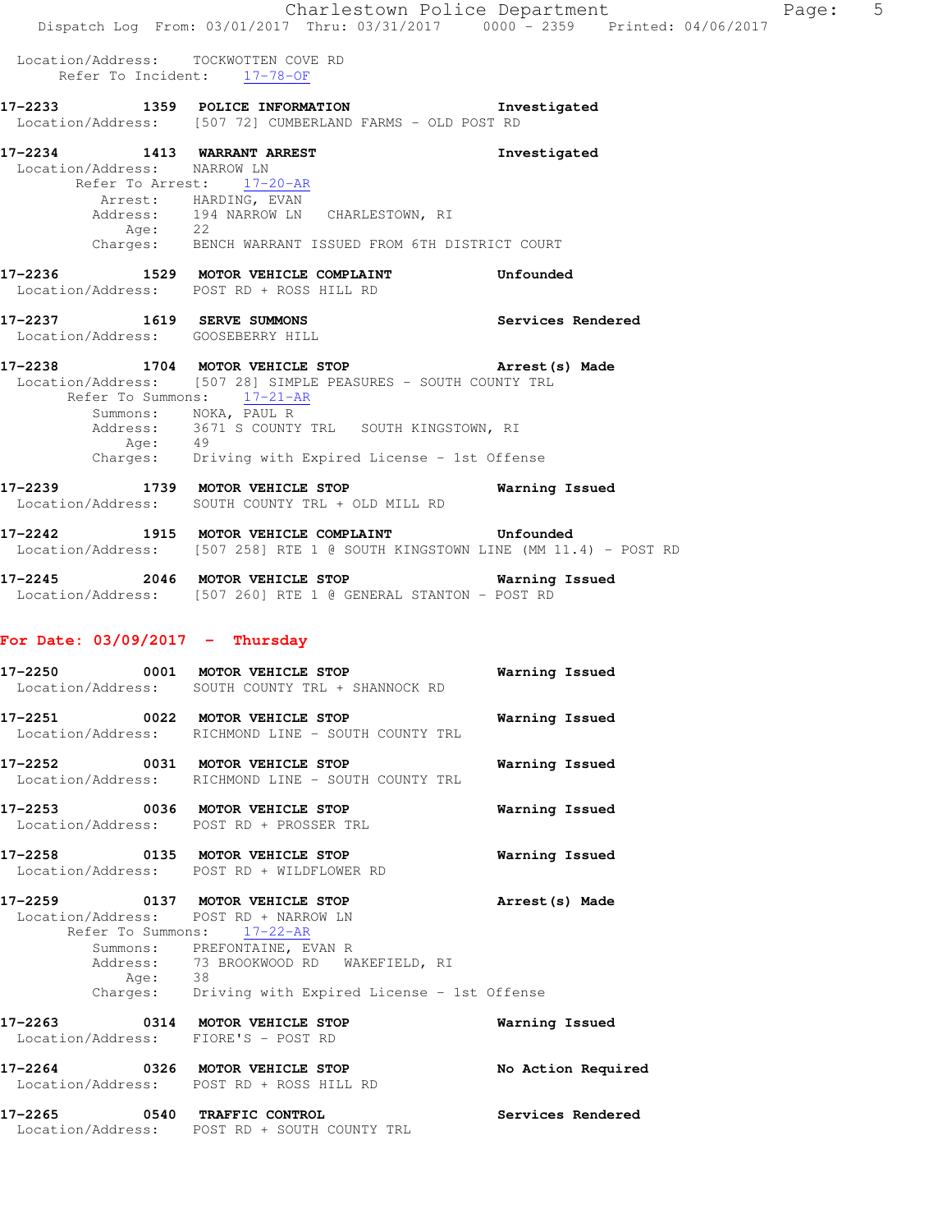Location/Address: TOCKWOTTEN COVE RD
Refer To Incident: 17-78-OF

**17-2233 1359 POLICE INFORMATION** Investigated
Location/Address: [507 72] CUMBERLAND FARMS - OLD POST RD

**17-2234 1413 WARRANT ARREST** Investigated
Location/Address: NARROW LN
Refer To Arrest: 17-20-AR
Arrest: HARDING, EVAN
Address: 194 NARROW LN CHARLESTOWN, RI
Age: 22
Charges: BENCH WARRANT ISSUED FROM 6TH DISTRICT COURT

**17-2236 1529 MOTOR VEHICLE COMPLAINT** Unfounded
Location/Address: POST RD + ROSS HILL RD

**17-2237 1619 SERVE SUMMONS** Services Rendered
Location/Address: GOOSEBERRY HILL

**17-2238 1704 MOTOR VEHICLE STOP** Arrest(s) Made
Location/Address: [507 28] SIMPLE PEASURES - SOUTH COUNTY TRL
Refer To Summons: 17-21-AR
Summons: NOKA, PAUL R
Address: 3671 S COUNTY TRL SOUTH KINGSTOWN, RI
Age: 49
Charges: Driving with Expired License - 1st Offense

**17-2239 1739 MOTOR VEHICLE STOP** Warning Issued
Location/Address: SOUTH COUNTY TRL + OLD MILL RD

**17-2242 1915 MOTOR VEHICLE COMPLAINT** Unfounded
Location/Address: [507 258] RTE 1 @ SOUTH KINGSTOWN LINE (MM 11.4) - POST RD

**17-2245 2046 MOTOR VEHICLE STOP** Warning Issued
Location/Address: [507 260] RTE 1 @ GENERAL STANTON - POST RD

## For Date: 03/09/2017 - Thursday

**17-2250 0001 MOTOR VEHICLE STOP** Warning Issued
Location/Address: SOUTH COUNTY TRL + SHANNOCK RD

**17-2251 0022 MOTOR VEHICLE STOP** Warning Issued
Location/Address: RICHMOND LINE - SOUTH COUNTY TRL

**17-2252 0031 MOTOR VEHICLE STOP** Warning Issued
Location/Address: RICHMOND LINE - SOUTH COUNTY TRL

**17-2253 0036 MOTOR VEHICLE STOP** Warning Issued
Location/Address: POST RD + PROSSER TRL

**17-2258 0135 MOTOR VEHICLE STOP** Warning Issued
Location/Address: POST RD + WILDFLOWER RD

**17-2259 0137 MOTOR VEHICLE STOP** Arrest(s) Made
Location/Address: POST RD + NARROW LN
Refer To Summons: 17-22-AR
Summons: PREFONTAINE, EVAN R
Address: 73 BROOKWOOD RD WAKEFIELD, RI
Age: 38
Charges: Driving with Expired License - 1st Offense

**17-2263 0314 MOTOR VEHICLE STOP** Warning Issued
Location/Address: FIORE'S - POST RD

**17-2264 0326 MOTOR VEHICLE STOP** No Action Required
Location/Address: POST RD + ROSS HILL RD

**17-2265 0540 TRAFFIC CONTROL** Services Rendered
Location/Address: POST RD + SOUTH COUNTY TRL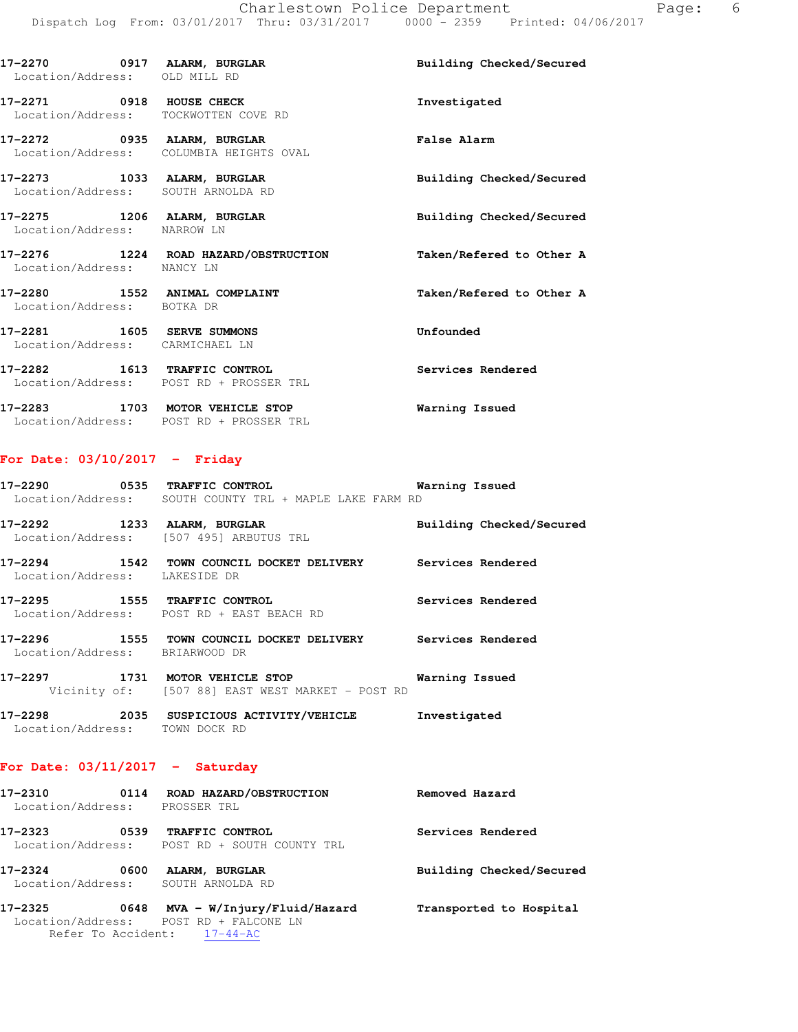17-2270 0917 **ALARM, BURGLAR** Building Checked/Secured
Location/Address: OLD MILL RD

17-2271 0918 **HOUSE CHECK** Investigated
Location/Address: TOCKWOTTEN COVE RD

17-2272 0935 **ALARM, BURGLAR** False Alarm
Location/Address: COLUMBIA HEIGHTS OVAL

17-2273 1033 **ALARM, BURGLAR** Building Checked/Secured
Location/Address: SOUTH ARNOLDA RD

17-2275 1206 **ALARM, BURGLAR** Building Checked/Secured
Location/Address: NARROW LN

17-2276 1224 **ROAD HAZARD/OBSTRUCTION** Taken/Refered to Other A
Location/Address: NANCY LN

17-2280 1552 **ANIMAL COMPLAINT** Taken/Refered to Other A
Location/Address: BOTKA DR

17-2281 1605 **SERVE SUMMONS** Unfounded
Location/Address: CARMICHAEL LN

17-2282 1613 **TRAFFIC CONTROL** Services Rendered
Location/Address: POST RD + PROSSER TRL

17-2283 1703 **MOTOR VEHICLE STOP** Warning Issued
Location/Address: POST RD + PROSSER TRL

## For Date: 03/10/2017 - Friday

17-2290 0535 **TRAFFIC CONTROL** Warning Issued
Location/Address: SOUTH COUNTY TRL + MAPLE LAKE FARM RD

17-2292 1233 **ALARM, BURGLAR** Building Checked/Secured
Location/Address: [507 495] ARBUTUS TRL

17-2294 1542 **TOWN COUNCIL DOCKET DELIVERY** Services Rendered
Location/Address: LAKESIDE DR

17-2295 1555 **TRAFFIC CONTROL** Services Rendered
Location/Address: POST RD + EAST BEACH RD

17-2296 1555 **TOWN COUNCIL DOCKET DELIVERY** Services Rendered
Location/Address: BRIARWOOD DR

17-2297 1731 **MOTOR VEHICLE STOP** Warning Issued
Vicinity of: [507 88] EAST WEST MARKET - POST RD

17-2298 2035 **SUSPICIOUS ACTIVITY/VEHICLE** Investigated
Location/Address: TOWN DOCK RD

## For Date: 03/11/2017 - Saturday

17-2310 0114 **ROAD HAZARD/OBSTRUCTION** Removed Hazard
Location/Address: PROSSER TRL

17-2323 0539 **TRAFFIC CONTROL** Services Rendered
Location/Address: POST RD + SOUTH COUNTY TRL

17-2324 0600 **ALARM, BURGLAR** Building Checked/Secured
Location/Address: SOUTH ARNOLDA RD

17-2325 0648 **MVA - W/Injury/Fluid/Hazard** Transported to Hospital
Location/Address: POST RD + FALCONE LN
Refer To Accident: 17-44-AC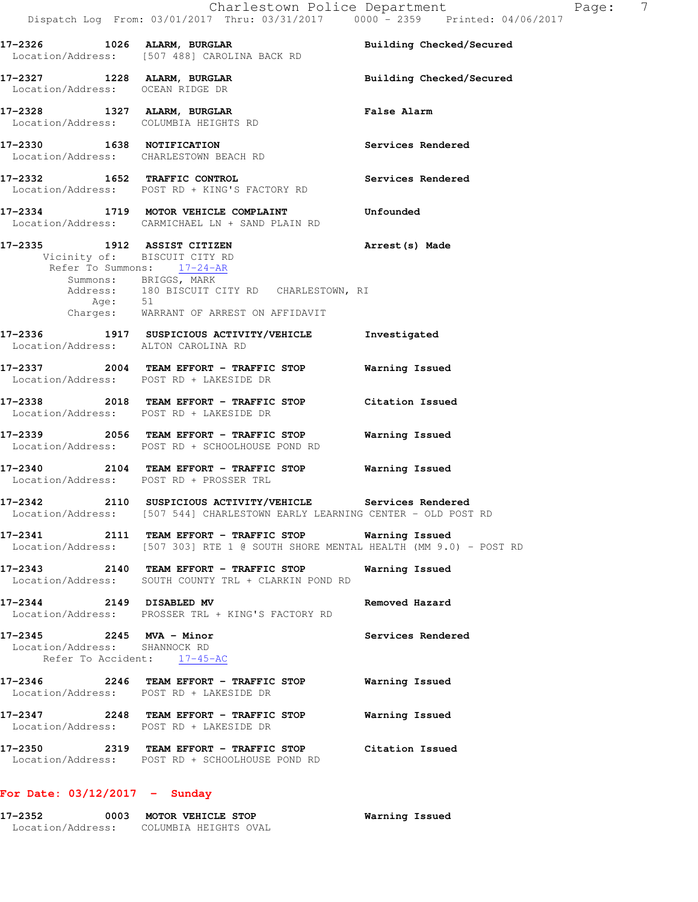**17-2326 1026 ALARM, BURGLAR** **Building Checked/Secured**
Location/Address: [507 488] CAROLINA BACK RD

**17-2327 1228 ALARM, BURGLAR** **Building Checked/Secured**
Location/Address: OCEAN RIDGE DR

**17-2328 1327 ALARM, BURGLAR** **False Alarm**
Location/Address: COLUMBIA HEIGHTS RD

**17-2330 1638 NOTIFICATION** **Services Rendered**
Location/Address: CHARLESTOWN BEACH RD

**17-2332 1652 TRAFFIC CONTROL** **Services Rendered**
Location/Address: POST RD + KING'S FACTORY RD

**17-2334 1719 MOTOR VEHICLE COMPLAINT** **Unfounded**
Location/Address: CARMICHAEL LN + SAND PLAIN RD

**17-2335 1912 ASSIST CITIZEN** **Arrest(s) Made**
Vicinity of: BISCUIT CITY RD
Refer To Summons: 17-24-AR
Summons: BRIGGS, MARK
Address: 180 BISCUIT CITY RD CHARLESTOWN, RI
Age: 51
Charges: WARRANT OF ARREST ON AFFIDAVIT

**17-2336 1917 SUSPICIOUS ACTIVITY/VEHICLE** **Investigated**
Location/Address: ALTON CAROLINA RD

**17-2337 2004 TEAM EFFORT - TRAFFIC STOP** **Warning Issued**
Location/Address: POST RD + LAKESIDE DR

**17-2338 2018 TEAM EFFORT - TRAFFIC STOP** **Citation Issued**
Location/Address: POST RD + LAKESIDE DR

**17-2339 2056 TEAM EFFORT - TRAFFIC STOP** **Warning Issued**
Location/Address: POST RD + SCHOOLHOUSE POND RD

**17-2340 2104 TEAM EFFORT - TRAFFIC STOP** **Warning Issued**
Location/Address: POST RD + PROSSER TRL

**17-2342 2110 SUSPICIOUS ACTIVITY/VEHICLE** **Services Rendered**
Location/Address: [507 544] CHARLESTOWN EARLY LEARNING CENTER - OLD POST RD

**17-2341 2111 TEAM EFFORT - TRAFFIC STOP** **Warning Issued**
Location/Address: [507 303] RTE 1 @ SOUTH SHORE MENTAL HEALTH (MM 9.0) - POST RD

**17-2343 2140 TEAM EFFORT - TRAFFIC STOP** **Warning Issued**
Location/Address: SOUTH COUNTY TRL + CLARKIN POND RD

**17-2344 2149 DISABLED MV** **Removed Hazard**
Location/Address: PROSSER TRL + KING'S FACTORY RD

**17-2345 2245 MVA - Minor** **Services Rendered**
Location/Address: SHANNOCK RD
Refer To Accident: 17-45-AC

**17-2346 2246 TEAM EFFORT - TRAFFIC STOP** **Warning Issued**
Location/Address: POST RD + LAKESIDE DR

**17-2347 2248 TEAM EFFORT - TRAFFIC STOP** **Warning Issued**
Location/Address: POST RD + LAKESIDE DR

**17-2350 2319 TEAM EFFORT - TRAFFIC STOP** **Citation Issued**
Location/Address: POST RD + SCHOOLHOUSE POND RD

## For Date: 03/12/2017 - Sunday

**17-2352 0003 MOTOR VEHICLE STOP** **Warning Issued**
Location/Address: COLUMBIA HEIGHTS OVAL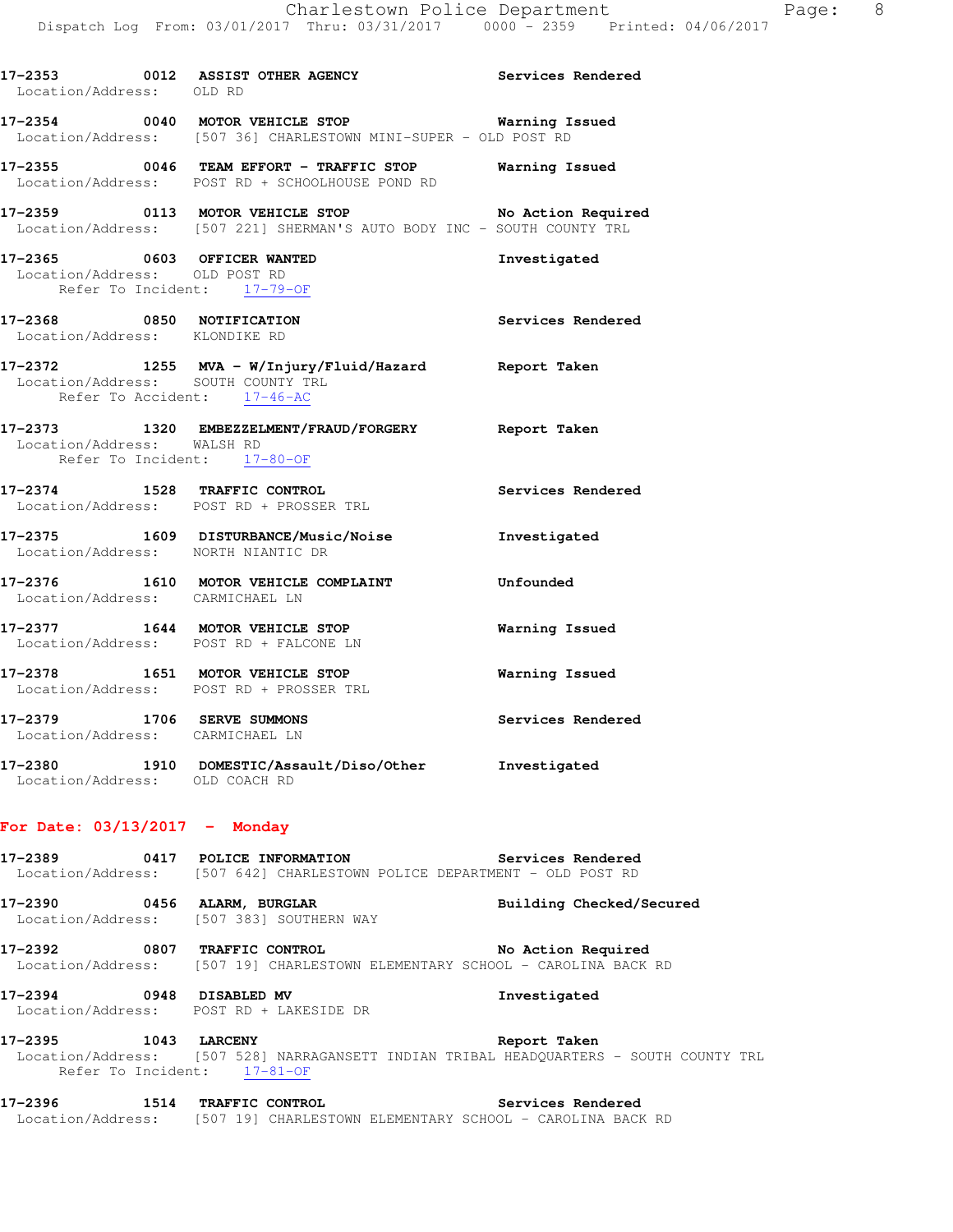**17-2353 0012 ASSIST OTHER AGENCY** **Services Rendered**
Location/Address: OLD RD

**17-2354 0040 MOTOR VEHICLE STOP** **Warning Issued**
Location/Address: [507 36] CHARLESTOWN MINI-SUPER - OLD POST RD

**17-2355 0046 TEAM EFFORT - TRAFFIC STOP** **Warning Issued**
Location/Address: POST RD + SCHOOLHOUSE POND RD

**17-2359 0113 MOTOR VEHICLE STOP** **No Action Required**
Location/Address: [507 221] SHERMAN'S AUTO BODY INC - SOUTH COUNTY TRL

**17-2365 0603 OFFICER WANTED** **Investigated**
Location/Address: OLD POST RD
Refer To Incident: 17-79-OF

**17-2368 0850 NOTIFICATION** **Services Rendered**
Location/Address: KLONDIKE RD

**17-2372 1255 MVA - W/Injury/Fluid/Hazard** **Report Taken**
Location/Address: SOUTH COUNTY TRL
Refer To Accident: 17-46-AC

**17-2373 1320 EMBEZZELMENT/FRAUD/FORGERY** **Report Taken**
Location/Address: WALSH RD
Refer To Incident: 17-80-OF

**17-2374 1528 TRAFFIC CONTROL** **Services Rendered**
Location/Address: POST RD + PROSSER TRL

**17-2375 1609 DISTURBANCE/Music/Noise** **Investigated**
Location/Address: NORTH NIANTIC DR

**17-2376 1610 MOTOR VEHICLE COMPLAINT** **Unfounded**
Location/Address: CARMICHAEL LN

**17-2377 1644 MOTOR VEHICLE STOP** **Warning Issued**
Location/Address: POST RD + FALCONE LN

**17-2378 1651 MOTOR VEHICLE STOP** **Warning Issued**
Location/Address: POST RD + PROSSER TRL

**17-2379 1706 SERVE SUMMONS** **Services Rendered**
Location/Address: CARMICHAEL LN

**17-2380 1910 DOMESTIC/Assault/Diso/Other** **Investigated**
Location/Address: OLD COACH RD

## For Date: 03/13/2017 - Monday

**17-2389 0417 POLICE INFORMATION** **Services Rendered**
Location/Address: [507 642] CHARLESTOWN POLICE DEPARTMENT - OLD POST RD

**17-2390 0456 ALARM, BURGLAR** **Building Checked/Secured**
Location/Address: [507 383] SOUTHERN WAY

**17-2392 0807 TRAFFIC CONTROL** **No Action Required**
Location/Address: [507 19] CHARLESTOWN ELEMENTARY SCHOOL - CAROLINA BACK RD

**17-2394 0948 DISABLED MV** **Investigated**
Location/Address: POST RD + LAKESIDE DR

**17-2395 1043 LARCENY** **Report Taken**
Location/Address: [507 528] NARRAGANSETT INDIAN TRIBAL HEADQUARTERS - SOUTH COUNTY TRL
Refer To Incident: 17-81-OF

**17-2396 1514 TRAFFIC CONTROL** **Services Rendered**
Location/Address: [507 19] CHARLESTOWN ELEMENTARY SCHOOL - CAROLINA BACK RD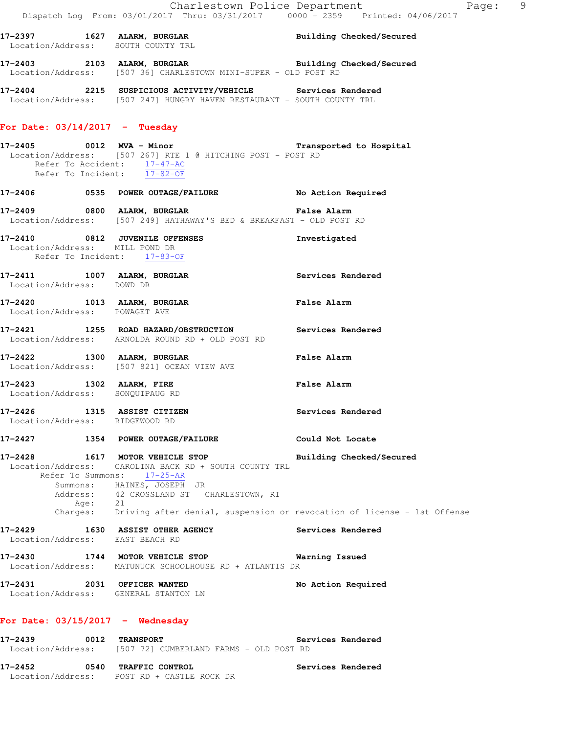17-2397 1627 **ALARM, BURGLAR** Building Checked/Secured
Location/Address: SOUTH COUNTY TRL

17-2403 2103 **ALARM, BURGLAR** Building Checked/Secured
Location/Address: [507 36] CHARLESTOWN MINI-SUPER - OLD POST RD

17-2404 2215 **SUSPICIOUS ACTIVITY/VEHICLE** Services Rendered
Location/Address: [507 247] HUNGRY HAVEN RESTAURANT - SOUTH COUNTY TRL

## For Date: 03/14/2017 - Tuesday

17-2405 0012 **MVA - Minor** Transported to Hospital
Location/Address: [507 267] RTE 1 @ HITCHING POST - POST RD
Refer To Accident: 17-47-AC
Refer To Incident: 17-82-OF

17-2406 0535 **POWER OUTAGE/FAILURE** No Action Required

17-2409 0800 **ALARM, BURGLAR** False Alarm
Location/Address: [507 249] HATHAWAY'S BED & BREAKFAST - OLD POST RD

17-2410 0812 **JUVENILE OFFENSES** Investigated
Location/Address: MILL POND DR
Refer To Incident: 17-83-OF

17-2411 1007 **ALARM, BURGLAR** Services Rendered
Location/Address: DOWD DR

17-2420 1013 **ALARM, BURGLAR** False Alarm
Location/Address: POWAGET AVE

17-2421 1255 **ROAD HAZARD/OBSTRUCTION** Services Rendered
Location/Address: ARNOLDA ROUND RD + OLD POST RD

17-2422 1300 **ALARM, BURGLAR** False Alarm
Location/Address: [507 821] OCEAN VIEW AVE

17-2423 1302 **ALARM, FIRE** False Alarm
Location/Address: SONQUIPAUG RD

17-2426 1315 **ASSIST CITIZEN** Services Rendered
Location/Address: RIDGEWOOD RD

17-2427 1354 **POWER OUTAGE/FAILURE** Could Not Locate

17-2428 1617 **MOTOR VEHICLE STOP** Building Checked/Secured
Location/Address: CAROLINA BACK RD + SOUTH COUNTY TRL
Refer To Summons: 17-25-AR
Summons: HAINES, JOSEPH JR
Address: 42 CROSSLAND ST CHARLESTOWN, RI
Age: 21
Charges: Driving after denial, suspension or revocation of license - 1st Offense

17-2429 1630 **ASSIST OTHER AGENCY** Services Rendered
Location/Address: EAST BEACH RD

17-2430 1744 **MOTOR VEHICLE STOP** Warning Issued
Location/Address: MATUNUCK SCHOOLHOUSE RD + ATLANTIS DR

17-2431 2031 **OFFICER WANTED** No Action Required
Location/Address: GENERAL STANTON LN

## For Date: 03/15/2017 - Wednesday

17-2439 0012 **TRANSPORT** Services Rendered
Location/Address: [507 72] CUMBERLAND FARMS - OLD POST RD

17-2452 0540 **TRAFFIC CONTROL** Services Rendered
Location/Address: POST RD + CASTLE ROCK DR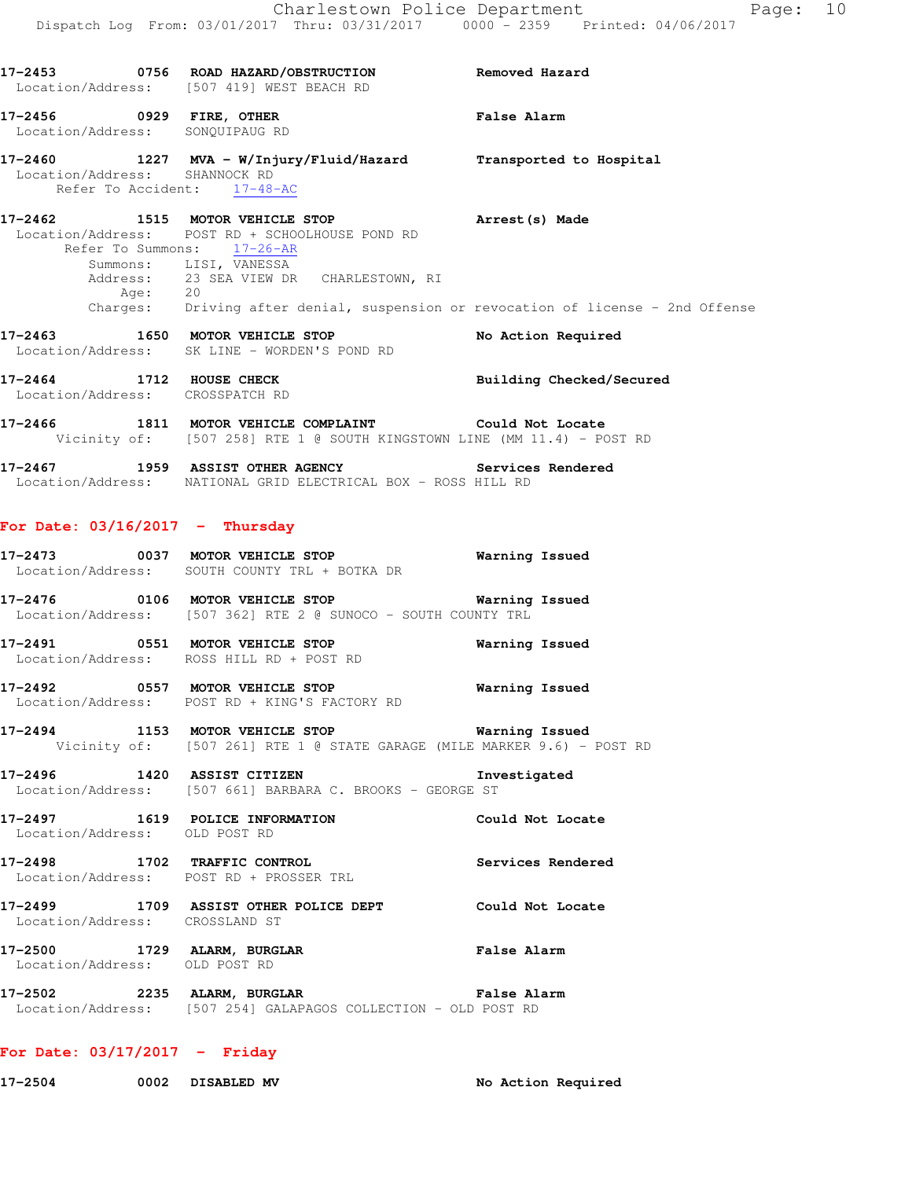17-2453 0756 ROAD HAZARD/OBSTRUCTION Removed Hazard
Location/Address: [507 419] WEST BEACH RD

17-2456 0929 FIRE, OTHER False Alarm
Location/Address: SONQUIPAUG RD

17-2460 1227 MVA - W/Injury/Fluid/Hazard Transported to Hospital
Location/Address: SHANNOCK RD
Refer To Accident: 17-48-AC

17-2462 1515 MOTOR VEHICLE STOP Arrest(s) Made
Location/Address: POST RD + SCHOOLHOUSE POND RD
Refer To Summons: 17-26-AR
Summons: LISI, VANESSA
Address: 23 SEA VIEW DR CHARLESTOWN, RI
Age: 20
Charges: Driving after denial, suspension or revocation of license - 2nd Offense

17-2463 1650 MOTOR VEHICLE STOP No Action Required
Location/Address: SK LINE - WORDEN'S POND RD

17-2464 1712 HOUSE CHECK Building Checked/Secured
Location/Address: CROSSPATCH RD

17-2466 1811 MOTOR VEHICLE COMPLAINT Could Not Locate
Vicinity of: [507 258] RTE 1 @ SOUTH KINGSTOWN LINE (MM 11.4) - POST RD

17-2467 1959 ASSIST OTHER AGENCY Services Rendered
Location/Address: NATIONAL GRID ELECTRICAL BOX - ROSS HILL RD

**For Date: 03/16/2017 - Thursday**

17-2473 0037 MOTOR VEHICLE STOP Warning Issued
Location/Address: SOUTH COUNTY TRL + BOTKA DR

17-2476 0106 MOTOR VEHICLE STOP Warning Issued
Location/Address: [507 362] RTE 2 @ SUNOCO - SOUTH COUNTY TRL

17-2491 0551 MOTOR VEHICLE STOP Warning Issued
Location/Address: ROSS HILL RD + POST RD

17-2492 0557 MOTOR VEHICLE STOP Warning Issued
Location/Address: POST RD + KING'S FACTORY RD

17-2494 1153 MOTOR VEHICLE STOP Warning Issued
Vicinity of: [507 261] RTE 1 @ STATE GARAGE (MILE MARKER 9.6) - POST RD

17-2496 1420 ASSIST CITIZEN Investigated
Location/Address: [507 661] BARBARA C. BROOKS - GEORGE ST

17-2497 1619 POLICE INFORMATION Could Not Locate
Location/Address: OLD POST RD

17-2498 1702 TRAFFIC CONTROL Services Rendered
Location/Address: POST RD + PROSSER TRL

17-2499 1709 ASSIST OTHER POLICE DEPT Could Not Locate
Location/Address: CROSSLAND ST

17-2500 1729 ALARM, BURGLAR False Alarm
Location/Address: OLD POST RD

17-2502 2235 ALARM, BURGLAR False Alarm
Location/Address: [507 254] GALAPAGOS COLLECTION - OLD POST RD

**For Date: 03/17/2017 - Friday**

17-2504 0002 DISABLED MV No Action Required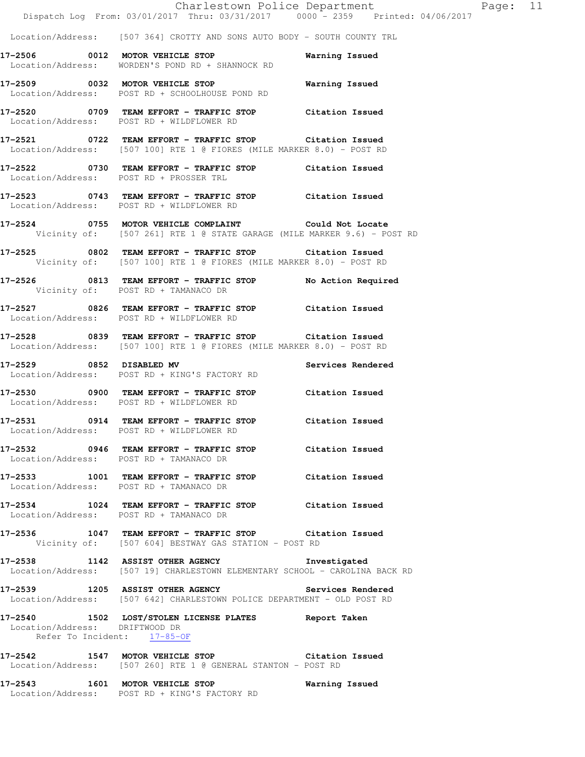Location/Address: [507 364] CROTTY AND SONS AUTO BODY - SOUTH COUNTY TRL

**17-2506 0012 MOTOR VEHICLE STOP** **Warning Issued**
Location/Address: WORDEN'S POND RD + SHANNOCK RD

**17-2509 0032 MOTOR VEHICLE STOP** **Warning Issued**
Location/Address: POST RD + SCHOOLHOUSE POND RD

**17-2520 0709 TEAM EFFORT - TRAFFIC STOP** **Citation Issued**
Location/Address: POST RD + WILDFLOWER RD

**17-2521 0722 TEAM EFFORT - TRAFFIC STOP** **Citation Issued**
Location/Address: [507 100] RTE 1 @ FIORES (MILE MARKER 8.0) - POST RD

**17-2522 0730 TEAM EFFORT - TRAFFIC STOP** **Citation Issued**
Location/Address: POST RD + PROSSER TRL

**17-2523 0743 TEAM EFFORT - TRAFFIC STOP** **Citation Issued**
Location/Address: POST RD + WILDFLOWER RD

**17-2524 0755 MOTOR VEHICLE COMPLAINT** **Could Not Locate**
Vicinity of: [507 261] RTE 1 @ STATE GARAGE (MILE MARKER 9.6) - POST RD

**17-2525 0802 TEAM EFFORT - TRAFFIC STOP** **Citation Issued**
Vicinity of: [507 100] RTE 1 @ FIORES (MILE MARKER 8.0) - POST RD

**17-2526 0813 TEAM EFFORT - TRAFFIC STOP** **No Action Required**
Vicinity of: POST RD + TAMANACO DR

**17-2527 0826 TEAM EFFORT - TRAFFIC STOP** **Citation Issued**
Location/Address: POST RD + WILDFLOWER RD

**17-2528 0839 TEAM EFFORT - TRAFFIC STOP** **Citation Issued**
Location/Address: [507 100] RTE 1 @ FIORES (MILE MARKER 8.0) - POST RD

**17-2529 0852 DISABLED MV** **Services Rendered**
Location/Address: POST RD + KING'S FACTORY RD

**17-2530 0900 TEAM EFFORT - TRAFFIC STOP** **Citation Issued**
Location/Address: POST RD + WILDFLOWER RD

**17-2531 0914 TEAM EFFORT - TRAFFIC STOP** **Citation Issued**
Location/Address: POST RD + WILDFLOWER RD

**17-2532 0946 TEAM EFFORT - TRAFFIC STOP** **Citation Issued**
Location/Address: POST RD + TAMANACO DR

**17-2533 1001 TEAM EFFORT - TRAFFIC STOP** **Citation Issued**
Location/Address: POST RD + TAMANACO DR

**17-2534 1024 TEAM EFFORT - TRAFFIC STOP** **Citation Issued**
Location/Address: POST RD + TAMANACO DR

**17-2536 1047 TEAM EFFORT - TRAFFIC STOP** **Citation Issued**
Vicinity of: [507 604] BESTWAY GAS STATION - POST RD

**17-2538 1142 ASSIST OTHER AGENCY** **Investigated**
Location/Address: [507 19] CHARLESTOWN ELEMENTARY SCHOOL - CAROLINA BACK RD

**17-2539 1205 ASSIST OTHER AGENCY** **Services Rendered**
Location/Address: [507 642] CHARLESTOWN POLICE DEPARTMENT - OLD POST RD

**17-2540 1502 LOST/STOLEN LICENSE PLATES** **Report Taken**
Location/Address: DRIFTWOOD DR
Refer To Incident: 17-85-OF

**17-2542 1547 MOTOR VEHICLE STOP** **Citation Issued**
Location/Address: [507 260] RTE 1 @ GENERAL STANTON - POST RD

**17-2543 1601 MOTOR VEHICLE STOP** **Warning Issued**
Location/Address: POST RD + KING'S FACTORY RD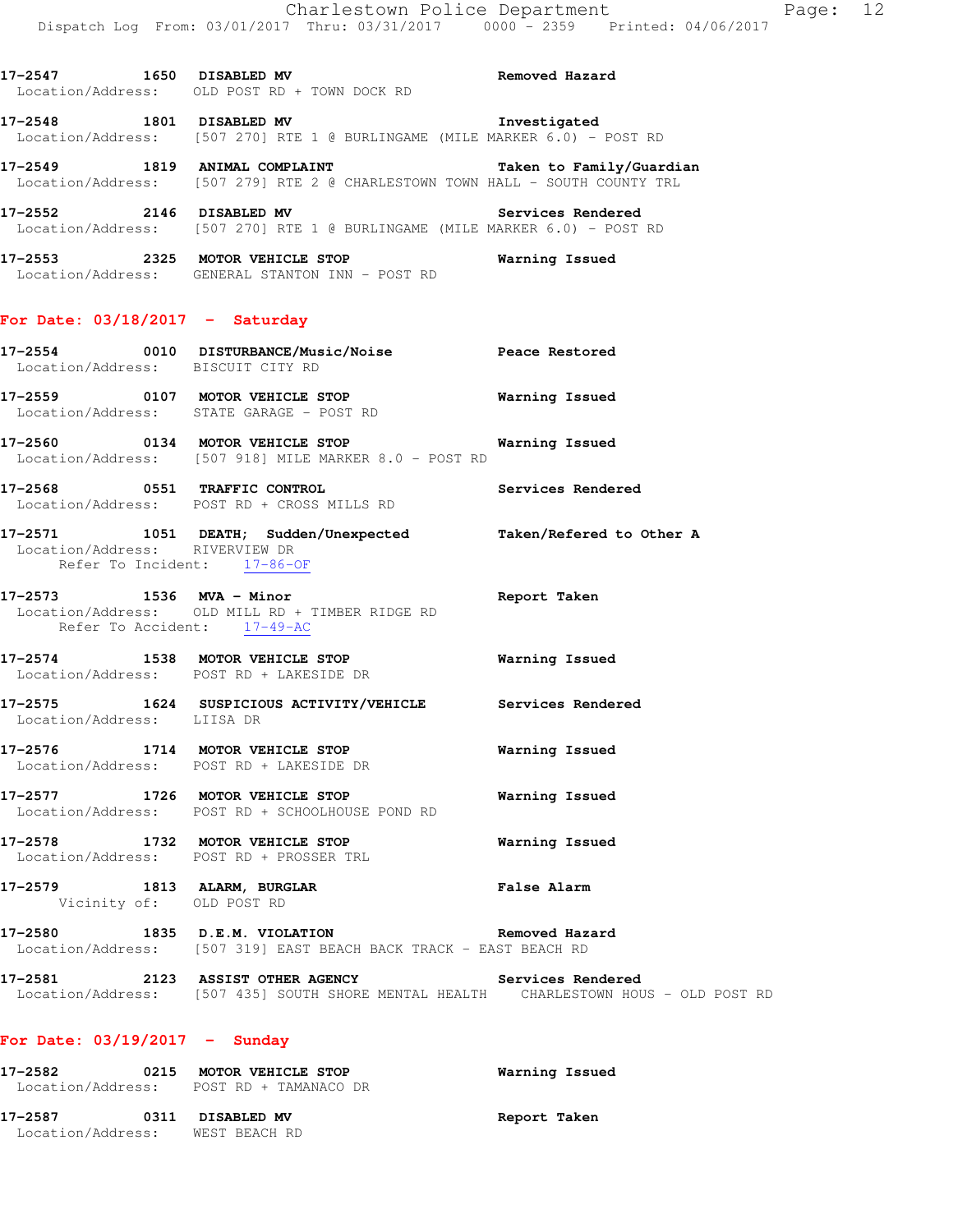17-2547 1650 DISABLED MV Removed Hazard
Location/Address: OLD POST RD + TOWN DOCK RD

17-2548 1801 DISABLED MV Investigated
Location/Address: [507 270] RTE 1 @ BURLINGAME (MILE MARKER 6.0) - POST RD

17-2549 1819 ANIMAL COMPLAINT Taken to Family/Guardian
Location/Address: [507 279] RTE 2 @ CHARLESTOWN TOWN HALL - SOUTH COUNTY TRL

17-2552 2146 DISABLED MV Services Rendered
Location/Address: [507 270] RTE 1 @ BURLINGAME (MILE MARKER 6.0) - POST RD

17-2553 2325 MOTOR VEHICLE STOP Warning Issued
Location/Address: GENERAL STANTON INN - POST RD

## For Date: 03/18/2017 - Saturday

17-2554 0010 DISTURBANCE/Music/Noise Peace Restored
Location/Address: BISCUIT CITY RD

17-2559 0107 MOTOR VEHICLE STOP Warning Issued
Location/Address: STATE GARAGE - POST RD

17-2560 0134 MOTOR VEHICLE STOP Warning Issued
Location/Address: [507 918] MILE MARKER 8.0 - POST RD

17-2568 0551 TRAFFIC CONTROL Services Rendered
Location/Address: POST RD + CROSS MILLS RD

17-2571 1051 DEATH; Sudden/Unexpected Taken/Refered to Other A
Location/Address: RIVERVIEW DR
Refer To Incident: 17-86-OF

17-2573 1536 MVA - Minor Report Taken
Location/Address: OLD MILL RD + TIMBER RIDGE RD
Refer To Accident: 17-49-AC

17-2574 1538 MOTOR VEHICLE STOP Warning Issued
Location/Address: POST RD + LAKESIDE DR

17-2575 1624 SUSPICIOUS ACTIVITY/VEHICLE Services Rendered
Location/Address: LIISA DR

17-2576 1714 MOTOR VEHICLE STOP Warning Issued
Location/Address: POST RD + LAKESIDE DR

17-2577 1726 MOTOR VEHICLE STOP Warning Issued
Location/Address: POST RD + SCHOOLHOUSE POND RD

17-2578 1732 MOTOR VEHICLE STOP Warning Issued
Location/Address: POST RD + PROSSER TRL

17-2579 1813 ALARM, BURGLAR False Alarm
Vicinity of: OLD POST RD

17-2580 1835 D.E.M. VIOLATION Removed Hazard
Location/Address: [507 319] EAST BEACH BACK TRACK - EAST BEACH RD

17-2581 2123 ASSIST OTHER AGENCY Services Rendered
Location/Address: [507 435] SOUTH SHORE MENTAL HEALTH CHARLESTOWN HOUS - OLD POST RD

## For Date: 03/19/2017 - Sunday

17-2582 0215 MOTOR VEHICLE STOP Warning Issued
Location/Address: POST RD + TAMANACO DR

17-2587 0311 DISABLED MV Report Taken
Location/Address: WEST BEACH RD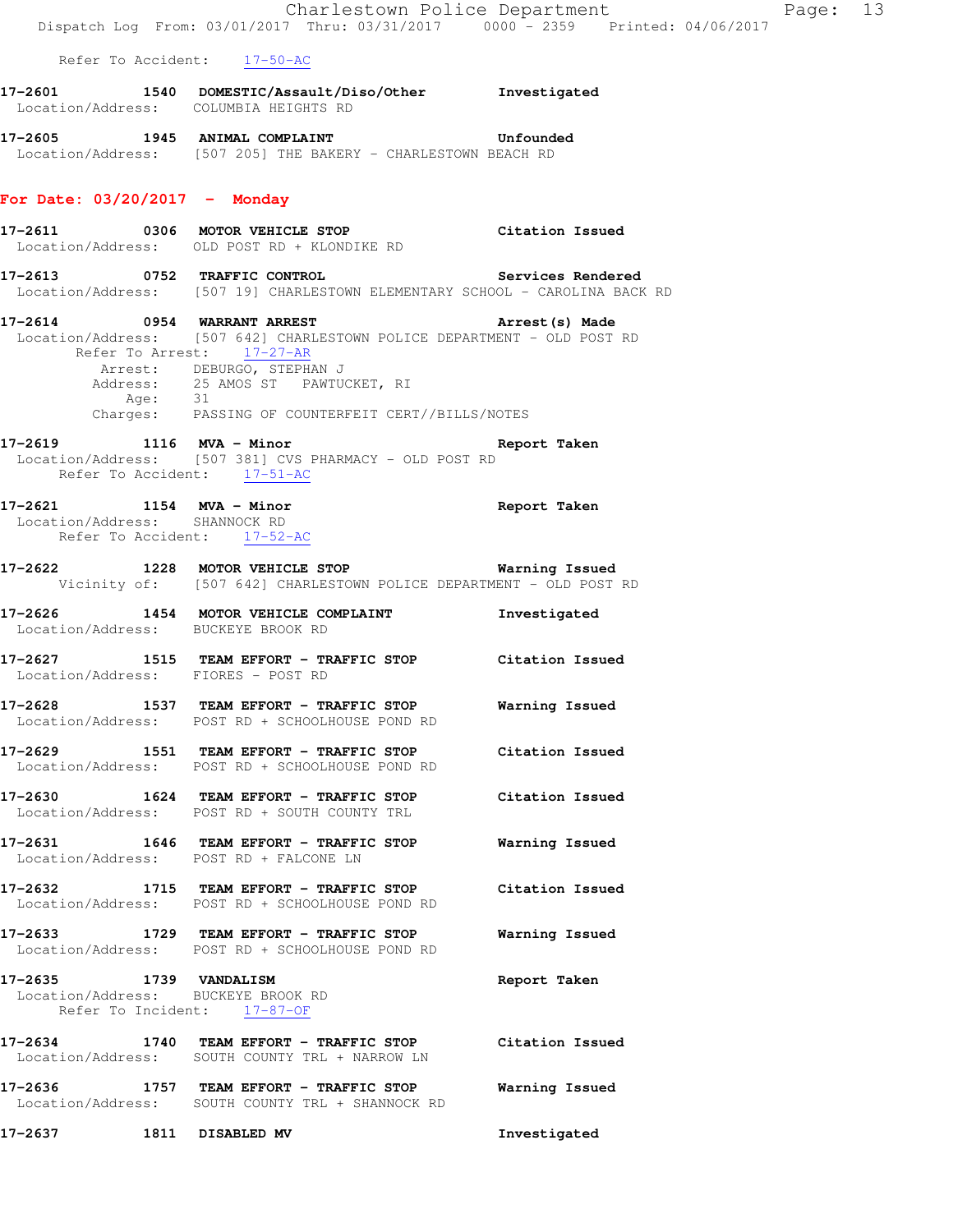Refer To Accident: 17-50-AC

**17-2601 1540 DOMESTIC/Assault/Diso/Other Investigated**
Location/Address: COLUMBIA HEIGHTS RD

**17-2605 1945 ANIMAL COMPLAINT Unfounded**
Location/Address: [507 205] THE BAKERY - CHARLESTOWN BEACH RD

## For Date: 03/20/2017 - Monday

**17-2611 0306 MOTOR VEHICLE STOP Citation Issued**
Location/Address: OLD POST RD + KLONDIKE RD

**17-2613 0752 TRAFFIC CONTROL Services Rendered**
Location/Address: [507 19] CHARLESTOWN ELEMENTARY SCHOOL - CAROLINA BACK RD

**17-2614 0954 WARRANT ARREST Arrest(s) Made**
Location/Address: [507 642] CHARLESTOWN POLICE DEPARTMENT - OLD POST RD
Refer To Arrest: 17-27-AR
Arrest: DEBURGO, STEPHAN J
Address: 25 AMOS ST PAWTUCKET, RI
Age: 31
Charges: PASSING OF COUNTERFEIT CERT//BILLS/NOTES

**17-2619 1116 MVA - Minor Report Taken**
Location/Address: [507 381] CVS PHARMACY - OLD POST RD
Refer To Accident: 17-51-AC

**17-2621 1154 MVA - Minor Report Taken**
Location/Address: SHANNOCK RD
Refer To Accident: 17-52-AC

**17-2622 1228 MOTOR VEHICLE STOP Warning Issued**
Vicinity of: [507 642] CHARLESTOWN POLICE DEPARTMENT - OLD POST RD

**17-2626 1454 MOTOR VEHICLE COMPLAINT Investigated**
Location/Address: BUCKEYE BROOK RD

**17-2627 1515 TEAM EFFORT - TRAFFIC STOP Citation Issued**
Location/Address: FIORES - POST RD

**17-2628 1537 TEAM EFFORT - TRAFFIC STOP Warning Issued**
Location/Address: POST RD + SCHOOLHOUSE POND RD

**17-2629 1551 TEAM EFFORT - TRAFFIC STOP Citation Issued**
Location/Address: POST RD + SCHOOLHOUSE POND RD

**17-2630 1624 TEAM EFFORT - TRAFFIC STOP Citation Issued**
Location/Address: POST RD + SOUTH COUNTY TRL

**17-2631 1646 TEAM EFFORT - TRAFFIC STOP Warning Issued**
Location/Address: POST RD + FALCONE LN

**17-2632 1715 TEAM EFFORT - TRAFFIC STOP Citation Issued**
Location/Address: POST RD + SCHOOLHOUSE POND RD

**17-2633 1729 TEAM EFFORT - TRAFFIC STOP Warning Issued**
Location/Address: POST RD + SCHOOLHOUSE POND RD

**17-2635 1739 VANDALISM Report Taken**
Location/Address: BUCKEYE BROOK RD
Refer To Incident: 17-87-OF

**17-2634 1740 TEAM EFFORT - TRAFFIC STOP Citation Issued**
Location/Address: SOUTH COUNTY TRL + NARROW LN

**17-2636 1757 TEAM EFFORT - TRAFFIC STOP Warning Issued**
Location/Address: SOUTH COUNTY TRL + SHANNOCK RD

**17-2637 1811 DISABLED MV Investigated**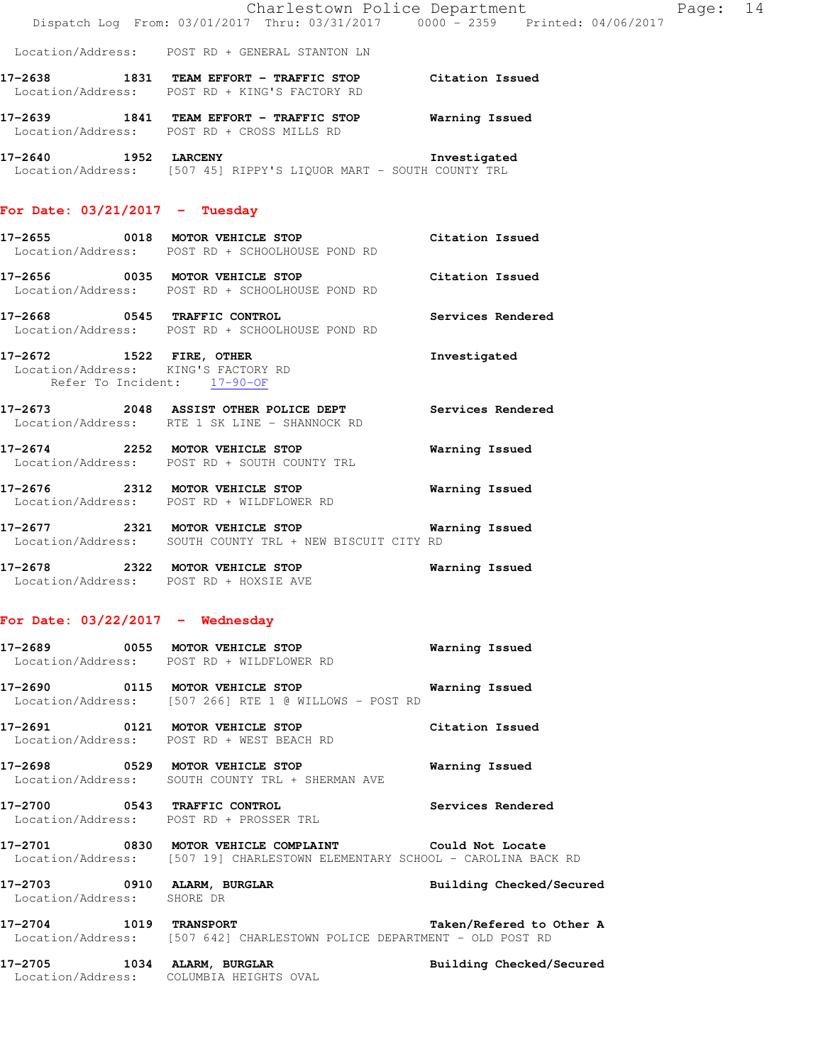Location/Address: POST RD + GENERAL STANTON LN

**17-2638** 1831 **TEAM EFFORT - TRAFFIC STOP** Citation Issued
Location/Address: POST RD + KING'S FACTORY RD

**17-2639** 1841 **TEAM EFFORT - TRAFFIC STOP** Warning Issued
Location/Address: POST RD + CROSS MILLS RD

**17-2640** 1952 **LARCENY** Investigated
Location/Address: [507 45] RIPPY'S LIQUOR MART - SOUTH COUNTY TRL

## For Date: 03/21/2017 - Tuesday

**17-2655** 0018 **MOTOR VEHICLE STOP** Citation Issued
Location/Address: POST RD + SCHOOLHOUSE POND RD

**17-2656** 0035 **MOTOR VEHICLE STOP** Citation Issued
Location/Address: POST RD + SCHOOLHOUSE POND RD

**17-2668** 0545 **TRAFFIC CONTROL** Services Rendered
Location/Address: POST RD + SCHOOLHOUSE POND RD

**17-2672** 1522 **FIRE, OTHER** Investigated
Location/Address: KING'S FACTORY RD
Refer To Incident: 17-90-OF

**17-2673** 2048 **ASSIST OTHER POLICE DEPT** Services Rendered
Location/Address: RTE 1 SK LINE - SHANNOCK RD

**17-2674** 2252 **MOTOR VEHICLE STOP** Warning Issued
Location/Address: POST RD + SOUTH COUNTY TRL

**17-2676** 2312 **MOTOR VEHICLE STOP** Warning Issued
Location/Address: POST RD + WILDFLOWER RD

**17-2677** 2321 **MOTOR VEHICLE STOP** Warning Issued
Location/Address: SOUTH COUNTY TRL + NEW BISCUIT CITY RD

**17-2678** 2322 **MOTOR VEHICLE STOP** Warning Issued
Location/Address: POST RD + HOXSIE AVE

## For Date: 03/22/2017 - Wednesday

**17-2689** 0055 **MOTOR VEHICLE STOP** Warning Issued
Location/Address: POST RD + WILDFLOWER RD

**17-2690** 0115 **MOTOR VEHICLE STOP** Warning Issued
Location/Address: [507 266] RTE 1 @ WILLOWS - POST RD

**17-2691** 0121 **MOTOR VEHICLE STOP** Citation Issued
Location/Address: POST RD + WEST BEACH RD

**17-2698** 0529 **MOTOR VEHICLE STOP** Warning Issued
Location/Address: SOUTH COUNTY TRL + SHERMAN AVE

**17-2700** 0543 **TRAFFIC CONTROL** Services Rendered
Location/Address: POST RD + PROSSER TRL

**17-2701** 0830 **MOTOR VEHICLE COMPLAINT** Could Not Locate
Location/Address: [507 19] CHARLESTOWN ELEMENTARY SCHOOL - CAROLINA BACK RD

**17-2703** 0910 **ALARM, BURGLAR** Building Checked/Secured
Location/Address: SHORE DR

**17-2704** 1019 **TRANSPORT** Taken/Refered to Other A
Location/Address: [507 642] CHARLESTOWN POLICE DEPARTMENT - OLD POST RD

**17-2705** 1034 **ALARM, BURGLAR** Building Checked/Secured
Location/Address: COLUMBIA HEIGHTS OVAL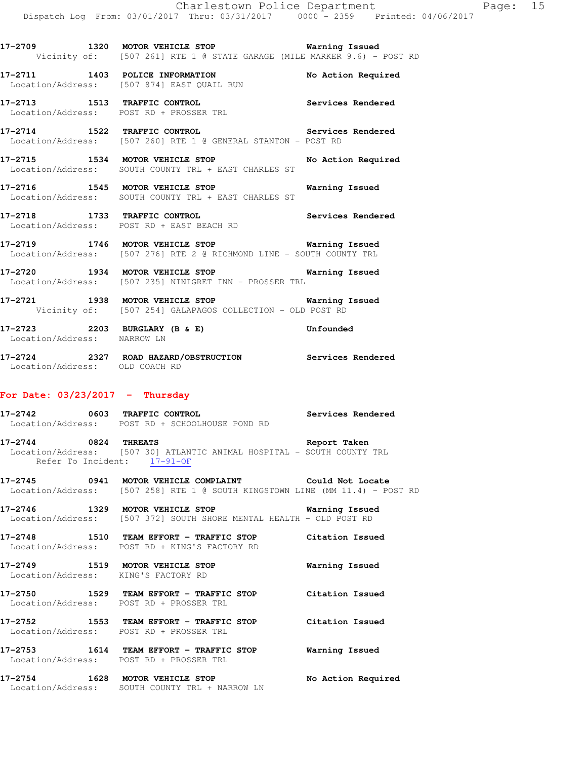**17-2709 1320 MOTOR VEHICLE STOP** **Warning Issued**
Vicinity of: [507 261] RTE 1 @ STATE GARAGE (MILE MARKER 9.6) - POST RD

**17-2711 1403 POLICE INFORMATION** **No Action Required**
Location/Address: [507 874] EAST QUAIL RUN

**17-2713 1513 TRAFFIC CONTROL** **Services Rendered**
Location/Address: POST RD + PROSSER TRL

**17-2714 1522 TRAFFIC CONTROL** **Services Rendered**
Location/Address: [507 260] RTE 1 @ GENERAL STANTON - POST RD

**17-2715 1534 MOTOR VEHICLE STOP** **No Action Required**
Location/Address: SOUTH COUNTY TRL + EAST CHARLES ST

**17-2716 1545 MOTOR VEHICLE STOP** **Warning Issued**
Location/Address: SOUTH COUNTY TRL + EAST CHARLES ST

**17-2718 1733 TRAFFIC CONTROL** **Services Rendered**
Location/Address: POST RD + EAST BEACH RD

**17-2719 1746 MOTOR VEHICLE STOP** **Warning Issued**
Location/Address: [507 276] RTE 2 @ RICHMOND LINE - SOUTH COUNTY TRL

**17-2720 1934 MOTOR VEHICLE STOP** **Warning Issued**
Location/Address: [507 235] NINIGRET INN - PROSSER TRL

**17-2721 1938 MOTOR VEHICLE STOP** **Warning Issued**
Vicinity of: [507 254] GALAPAGOS COLLECTION - OLD POST RD

**17-2723 2203 BURGLARY (B & E)** **Unfounded**
Location/Address: NARROW LN

**17-2724 2327 ROAD HAZARD/OBSTRUCTION** **Services Rendered**
Location/Address: OLD COACH RD

## For Date: 03/23/2017 - Thursday

**17-2742 0603 TRAFFIC CONTROL** **Services Rendered**
Location/Address: POST RD + SCHOOLHOUSE POND RD

**17-2744 0824 THREATS** **Report Taken**
Location/Address: [507 30] ATLANTIC ANIMAL HOSPITAL - SOUTH COUNTY TRL
Refer To Incident: 17-91-OF

**17-2745 0941 MOTOR VEHICLE COMPLAINT** **Could Not Locate**
Location/Address: [507 258] RTE 1 @ SOUTH KINGSTOWN LINE (MM 11.4) - POST RD

**17-2746 1329 MOTOR VEHICLE STOP** **Warning Issued**
Location/Address: [507 372] SOUTH SHORE MENTAL HEALTH - OLD POST RD

**17-2748 1510 TEAM EFFORT - TRAFFIC STOP** **Citation Issued**
Location/Address: POST RD + KING'S FACTORY RD

**17-2749 1519 MOTOR VEHICLE STOP** **Warning Issued**
Location/Address: KING'S FACTORY RD

**17-2750 1529 TEAM EFFORT - TRAFFIC STOP** **Citation Issued**
Location/Address: POST RD + PROSSER TRL

**17-2752 1553 TEAM EFFORT - TRAFFIC STOP** **Citation Issued**
Location/Address: POST RD + PROSSER TRL

**17-2753 1614 TEAM EFFORT - TRAFFIC STOP** **Warning Issued**
Location/Address: POST RD + PROSSER TRL

**17-2754 1628 MOTOR VEHICLE STOP** **No Action Required**
Location/Address: SOUTH COUNTY TRL + NARROW LN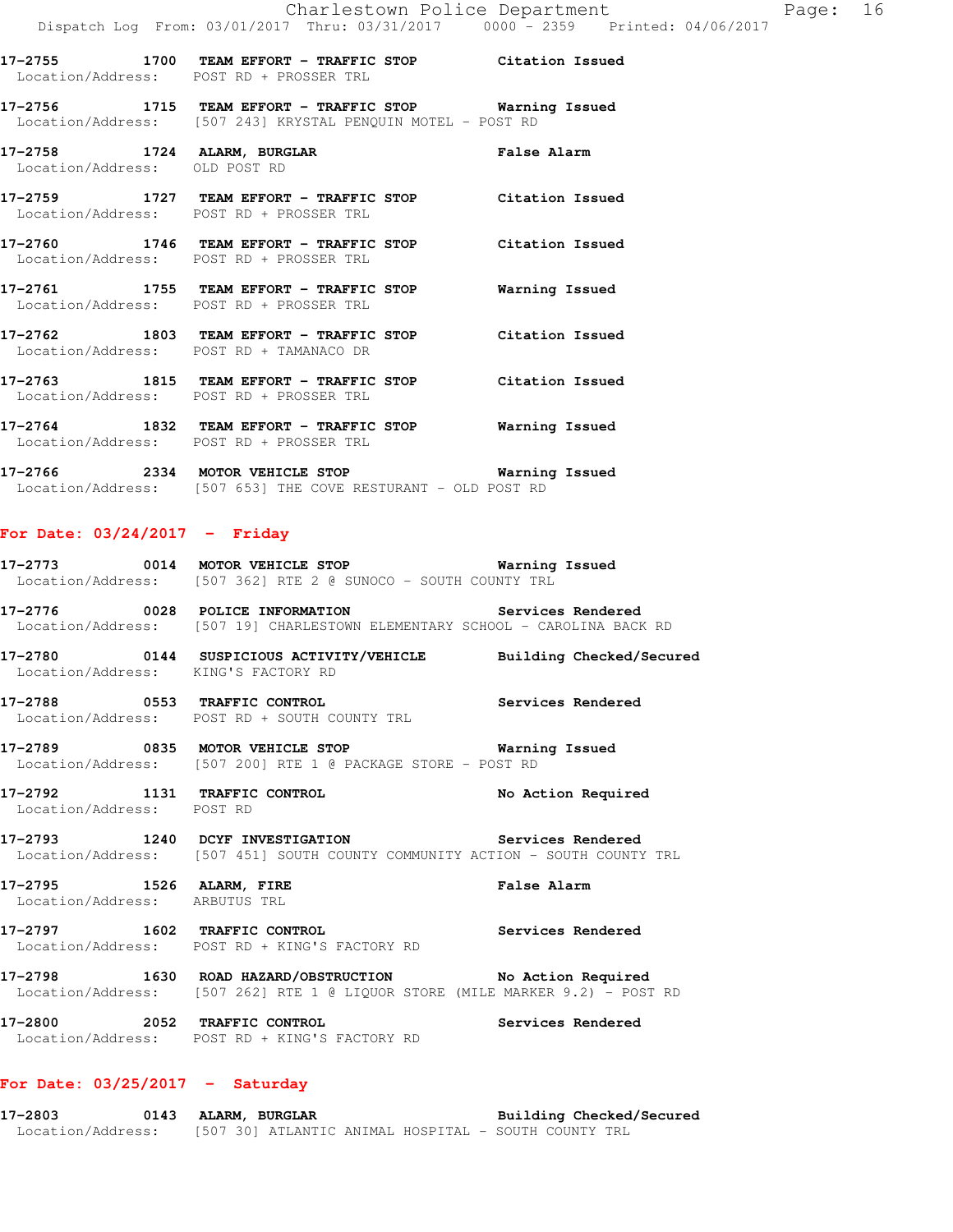**17-2755 1700 TEAM EFFORT - TRAFFIC STOP Citation Issued**
Location/Address: POST RD + PROSSER TRL

**17-2756 1715 TEAM EFFORT - TRAFFIC STOP Warning Issued**
Location/Address: [507 243] KRYSTAL PENQUIN MOTEL - POST RD

**17-2758 1724 ALARM, BURGLAR False Alarm**
Location/Address: OLD POST RD

**17-2759 1727 TEAM EFFORT - TRAFFIC STOP Citation Issued**
Location/Address: POST RD + PROSSER TRL

**17-2760 1746 TEAM EFFORT - TRAFFIC STOP Citation Issued**
Location/Address: POST RD + PROSSER TRL

**17-2761 1755 TEAM EFFORT - TRAFFIC STOP Warning Issued**
Location/Address: POST RD + PROSSER TRL

**17-2762 1803 TEAM EFFORT - TRAFFIC STOP Citation Issued**
Location/Address: POST RD + TAMANACO DR

**17-2763 1815 TEAM EFFORT - TRAFFIC STOP Citation Issued**
Location/Address: POST RD + PROSSER TRL

**17-2764 1832 TEAM EFFORT - TRAFFIC STOP Warning Issued**
Location/Address: POST RD + PROSSER TRL

**17-2766 2334 MOTOR VEHICLE STOP Warning Issued**
Location/Address: [507 653] THE COVE RESTURANT - OLD POST RD

## For Date: 03/24/2017 - Friday

**17-2773 0014 MOTOR VEHICLE STOP Warning Issued**
Location/Address: [507 362] RTE 2 @ SUNOCO - SOUTH COUNTY TRL

**17-2776 0028 POLICE INFORMATION Services Rendered**
Location/Address: [507 19] CHARLESTOWN ELEMENTARY SCHOOL - CAROLINA BACK RD

**17-2780 0144 SUSPICIOUS ACTIVITY/VEHICLE Building Checked/Secured**
Location/Address: KING'S FACTORY RD

**17-2788 0553 TRAFFIC CONTROL Services Rendered**
Location/Address: POST RD + SOUTH COUNTY TRL

**17-2789 0835 MOTOR VEHICLE STOP Warning Issued**
Location/Address: [507 200] RTE 1 @ PACKAGE STORE - POST RD

**17-2792 1131 TRAFFIC CONTROL No Action Required**
Location/Address: POST RD

**17-2793 1240 DCYF INVESTIGATION Services Rendered**
Location/Address: [507 451] SOUTH COUNTY COMMUNITY ACTION - SOUTH COUNTY TRL

**17-2795 1526 ALARM, FIRE False Alarm**
Location/Address: ARBUTUS TRL

**17-2797 1602 TRAFFIC CONTROL Services Rendered**
Location/Address: POST RD + KING'S FACTORY RD

**17-2798 1630 ROAD HAZARD/OBSTRUCTION No Action Required**
Location/Address: [507 262] RTE 1 @ LIQUOR STORE (MILE MARKER 9.2) - POST RD

**17-2800 2052 TRAFFIC CONTROL Services Rendered**
Location/Address: POST RD + KING'S FACTORY RD

## For Date: 03/25/2017 - Saturday

**17-2803 0143 ALARM, BURGLAR Building Checked/Secured**
Location/Address: [507 30] ATLANTIC ANIMAL HOSPITAL - SOUTH COUNTY TRL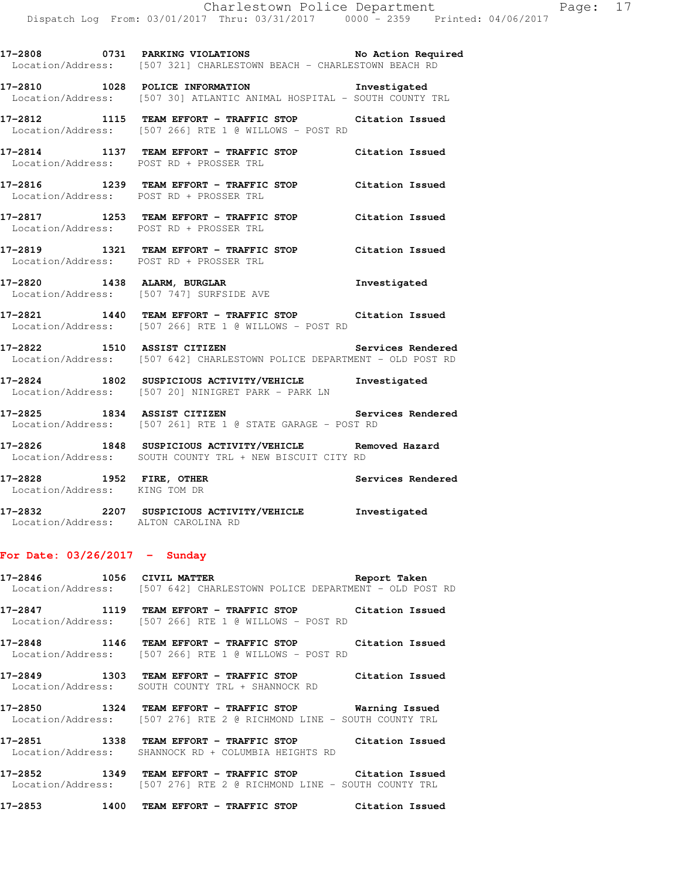17-2808 0731 PARKING VIOLATIONS No Action Required
Location/Address: [507 321] CHARLESTOWN BEACH - CHARLESTOWN BEACH RD

17-2810 1028 POLICE INFORMATION Investigated
Location/Address: [507 30] ATLANTIC ANIMAL HOSPITAL - SOUTH COUNTY TRL

17-2812 1115 TEAM EFFORT - TRAFFIC STOP Citation Issued
Location/Address: [507 266] RTE 1 @ WILLOWS - POST RD

17-2814 1137 TEAM EFFORT - TRAFFIC STOP Citation Issued
Location/Address: POST RD + PROSSER TRL

17-2816 1239 TEAM EFFORT - TRAFFIC STOP Citation Issued
Location/Address: POST RD + PROSSER TRL

17-2817 1253 TEAM EFFORT - TRAFFIC STOP Citation Issued
Location/Address: POST RD + PROSSER TRL

17-2819 1321 TEAM EFFORT - TRAFFIC STOP Citation Issued
Location/Address: POST RD + PROSSER TRL

17-2820 1438 ALARM, BURGLAR Investigated
Location/Address: [507 747] SURFSIDE AVE

17-2821 1440 TEAM EFFORT - TRAFFIC STOP Citation Issued
Location/Address: [507 266] RTE 1 @ WILLOWS - POST RD

17-2822 1510 ASSIST CITIZEN Services Rendered
Location/Address: [507 642] CHARLESTOWN POLICE DEPARTMENT - OLD POST RD

17-2824 1802 SUSPICIOUS ACTIVITY/VEHICLE Investigated
Location/Address: [507 20] NINIGRET PARK - PARK LN

17-2825 1834 ASSIST CITIZEN Services Rendered
Location/Address: [507 261] RTE 1 @ STATE GARAGE - POST RD

17-2826 1848 SUSPICIOUS ACTIVITY/VEHICLE Removed Hazard
Location/Address: SOUTH COUNTY TRL + NEW BISCUIT CITY RD

17-2828 1952 FIRE, OTHER Services Rendered
Location/Address: KING TOM DR

17-2832 2207 SUSPICIOUS ACTIVITY/VEHICLE Investigated
Location/Address: ALTON CAROLINA RD

**For Date: 03/26/2017 - Sunday**

17-2846 1056 CIVIL MATTER Report Taken
Location/Address: [507 642] CHARLESTOWN POLICE DEPARTMENT - OLD POST RD

17-2847 1119 TEAM EFFORT - TRAFFIC STOP Citation Issued
Location/Address: [507 266] RTE 1 @ WILLOWS - POST RD

17-2848 1146 TEAM EFFORT - TRAFFIC STOP Citation Issued
Location/Address: [507 266] RTE 1 @ WILLOWS - POST RD

17-2849 1303 TEAM EFFORT - TRAFFIC STOP Citation Issued
Location/Address: SOUTH COUNTY TRL + SHANNOCK RD

17-2850 1324 TEAM EFFORT - TRAFFIC STOP Warning Issued
Location/Address: [507 276] RTE 2 @ RICHMOND LINE - SOUTH COUNTY TRL

17-2851 1338 TEAM EFFORT - TRAFFIC STOP Citation Issued
Location/Address: SHANNOCK RD + COLUMBIA HEIGHTS RD

17-2852 1349 TEAM EFFORT - TRAFFIC STOP Citation Issued
Location/Address: [507 276] RTE 2 @ RICHMOND LINE - SOUTH COUNTY TRL

17-2853 1400 TEAM EFFORT - TRAFFIC STOP Citation Issued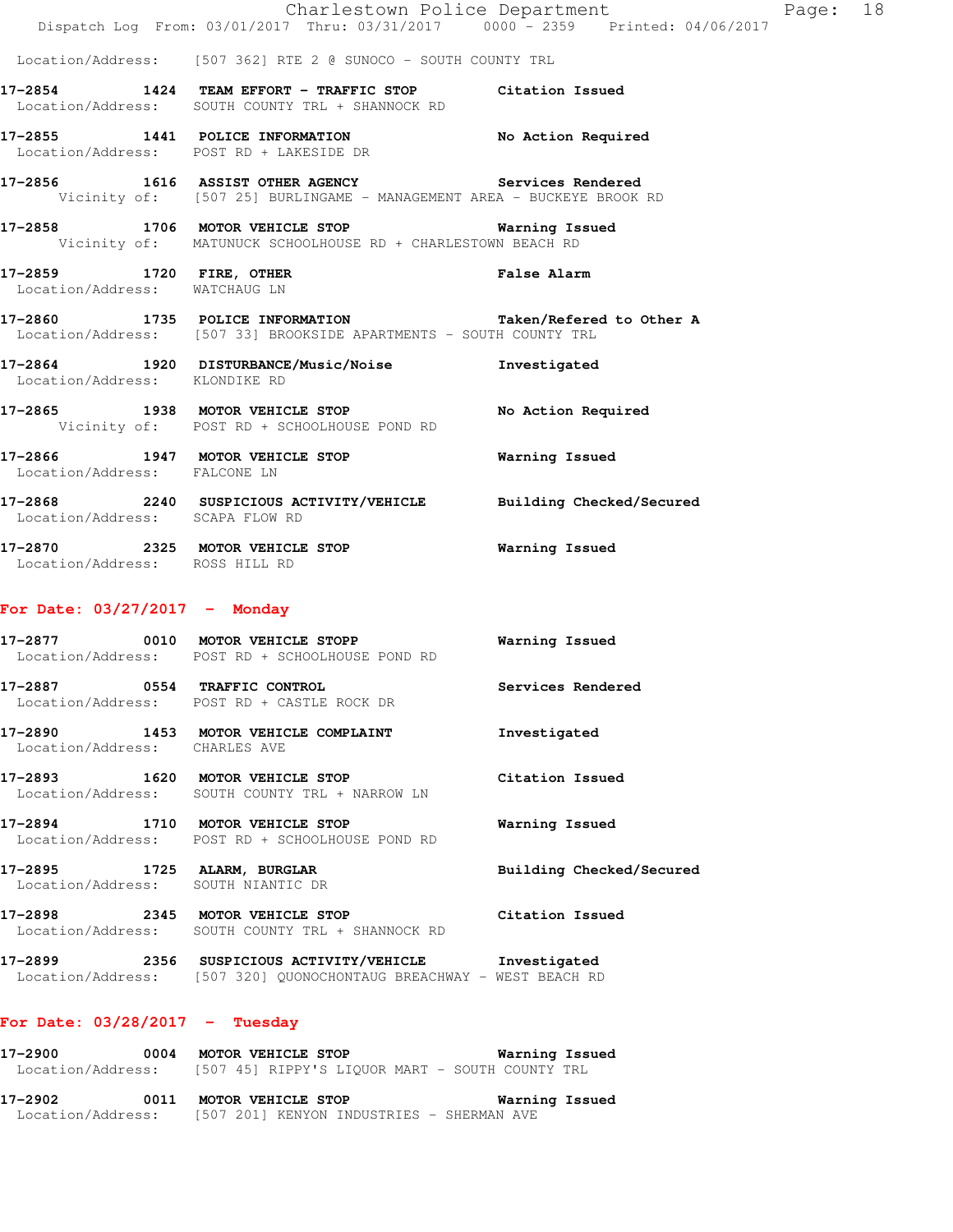Location/Address: [507 362] RTE 2 @ SUNOCO - SOUTH COUNTY TRL

**17-2854 1424 TEAM EFFORT - TRAFFIC STOP** Citation Issued
Location/Address: SOUTH COUNTY TRL + SHANNOCK RD

**17-2855 1441 POLICE INFORMATION** No Action Required
Location/Address: POST RD + LAKESIDE DR

**17-2856 1616 ASSIST OTHER AGENCY** Services Rendered
Vicinity of: [507 25] BURLINGAME - MANAGEMENT AREA - BUCKEYE BROOK RD

**17-2858 1706 MOTOR VEHICLE STOP** Warning Issued
Vicinity of: MATUNUCK SCHOOLHOUSE RD + CHARLESTOWN BEACH RD

**17-2859 1720 FIRE, OTHER** False Alarm
Location/Address: WATCHAUG LN

**17-2860 1735 POLICE INFORMATION** Taken/Refered to Other A
Location/Address: [507 33] BROOKSIDE APARTMENTS - SOUTH COUNTY TRL

**17-2864 1920 DISTURBANCE/Music/Noise** Investigated
Location/Address: KLONDIKE RD

**17-2865 1938 MOTOR VEHICLE STOP** No Action Required
Vicinity of: POST RD + SCHOOLHOUSE POND RD

**17-2866 1947 MOTOR VEHICLE STOP** Warning Issued
Location/Address: FALCONE LN

**17-2868 2240 SUSPICIOUS ACTIVITY/VEHICLE** Building Checked/Secured
Location/Address: SCAPA FLOW RD

**17-2870 2325 MOTOR VEHICLE STOP** Warning Issued
Location/Address: ROSS HILL RD

## For Date: 03/27/2017 - Monday

**17-2877 0010 MOTOR VEHICLE STOPP** Warning Issued
Location/Address: POST RD + SCHOOLHOUSE POND RD

**17-2887 0554 TRAFFIC CONTROL** Services Rendered
Location/Address: POST RD + CASTLE ROCK DR

**17-2890 1453 MOTOR VEHICLE COMPLAINT** Investigated
Location/Address: CHARLES AVE

**17-2893 1620 MOTOR VEHICLE STOP** Citation Issued
Location/Address: SOUTH COUNTY TRL + NARROW LN

**17-2894 1710 MOTOR VEHICLE STOP** Warning Issued
Location/Address: POST RD + SCHOOLHOUSE POND RD

**17-2895 1725 ALARM, BURGLAR** Building Checked/Secured
Location/Address: SOUTH NIANTIC DR

**17-2898 2345 MOTOR VEHICLE STOP** Citation Issued
Location/Address: SOUTH COUNTY TRL + SHANNOCK RD

**17-2899 2356 SUSPICIOUS ACTIVITY/VEHICLE** Investigated
Location/Address: [507 320] QUONOCHONTAUG BREACHWAY - WEST BEACH RD

## For Date: 03/28/2017 - Tuesday

**17-2900 0004 MOTOR VEHICLE STOP** Warning Issued
Location/Address: [507 45] RIPPY'S LIQUOR MART - SOUTH COUNTY TRL

**17-2902 0011 MOTOR VEHICLE STOP** Warning Issued
Location/Address: [507 201] KENYON INDUSTRIES - SHERMAN AVE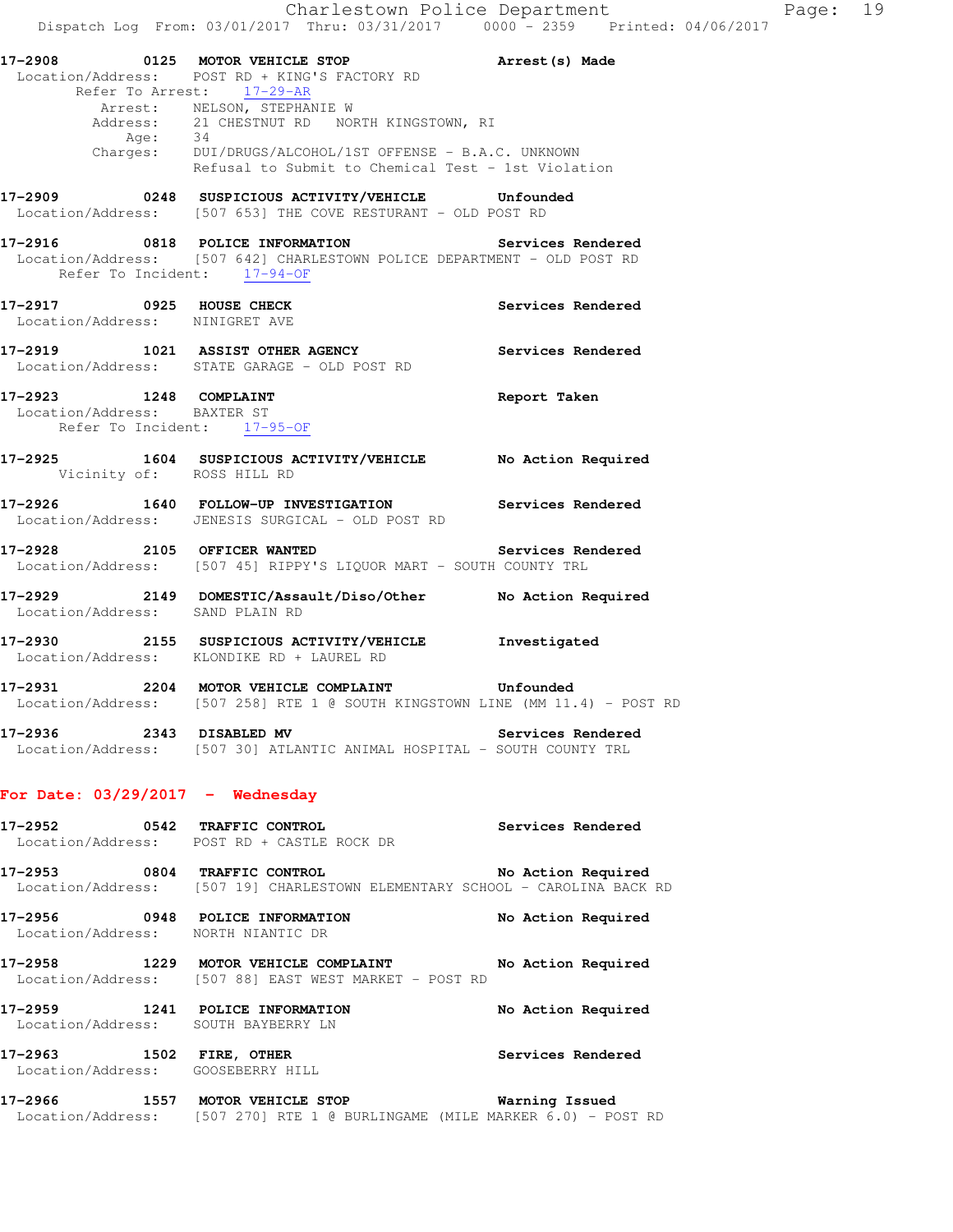**17-2908 0125 MOTOR VEHICLE STOP** — Arrest(s) Made
Location/Address: POST RD + KING'S FACTORY RD
Refer To Arrest: 17-29-AR
Arrest: NELSON, STEPHANIE W
Address: 21 CHESTNUT RD NORTH KINGSTOWN, RI
Age: 34
Charges: DUI/DRUGS/ALCOHOL/1ST OFFENSE - B.A.C. UNKNOWN
Refusal to Submit to Chemical Test - 1st Violation

**17-2909 0248 SUSPICIOUS ACTIVITY/VEHICLE** — Unfounded
Location/Address: [507 653] THE COVE RESTURANT - OLD POST RD

**17-2916 0818 POLICE INFORMATION** — Services Rendered
Location/Address: [507 642] CHARLESTOWN POLICE DEPARTMENT - OLD POST RD
Refer To Incident: 17-94-OF

**17-2917 0925 HOUSE CHECK** — Services Rendered
Location/Address: NINIGRET AVE

**17-2919 1021 ASSIST OTHER AGENCY** — Services Rendered
Location/Address: STATE GARAGE - OLD POST RD

**17-2923 1248 COMPLAINT** — Report Taken
Location/Address: BAXTER ST
Refer To Incident: 17-95-OF

**17-2925 1604 SUSPICIOUS ACTIVITY/VEHICLE** — No Action Required
Vicinity of: ROSS HILL RD

**17-2926 1640 FOLLOW-UP INVESTIGATION** — Services Rendered
Location/Address: JENESIS SURGICAL - OLD POST RD

**17-2928 2105 OFFICER WANTED** — Services Rendered
Location/Address: [507 45] RIPPY'S LIQUOR MART - SOUTH COUNTY TRL

**17-2929 2149 DOMESTIC/Assault/Diso/Other** — No Action Required
Location/Address: SAND PLAIN RD

**17-2930 2155 SUSPICIOUS ACTIVITY/VEHICLE** — Investigated
Location/Address: KLONDIKE RD + LAUREL RD

**17-2931 2204 MOTOR VEHICLE COMPLAINT** — Unfounded
Location/Address: [507 258] RTE 1 @ SOUTH KINGSTOWN LINE (MM 11.4) - POST RD

**17-2936 2343 DISABLED MV** — Services Rendered
Location/Address: [507 30] ATLANTIC ANIMAL HOSPITAL - SOUTH COUNTY TRL

## For Date: 03/29/2017 - Wednesday

**17-2952 0542 TRAFFIC CONTROL** — Services Rendered
Location/Address: POST RD + CASTLE ROCK DR

**17-2953 0804 TRAFFIC CONTROL** — No Action Required
Location/Address: [507 19] CHARLESTOWN ELEMENTARY SCHOOL - CAROLINA BACK RD

**17-2956 0948 POLICE INFORMATION** — No Action Required
Location/Address: NORTH NIANTIC DR

**17-2958 1229 MOTOR VEHICLE COMPLAINT** — No Action Required
Location/Address: [507 88] EAST WEST MARKET - POST RD

**17-2959 1241 POLICE INFORMATION** — No Action Required
Location/Address: SOUTH BAYBERRY LN

**17-2963 1502 FIRE, OTHER** — Services Rendered
Location/Address: GOOSEBERRY HILL

**17-2966 1557 MOTOR VEHICLE STOP** — Warning Issued
Location/Address: [507 270] RTE 1 @ BURLINGAME (MILE MARKER 6.0) - POST RD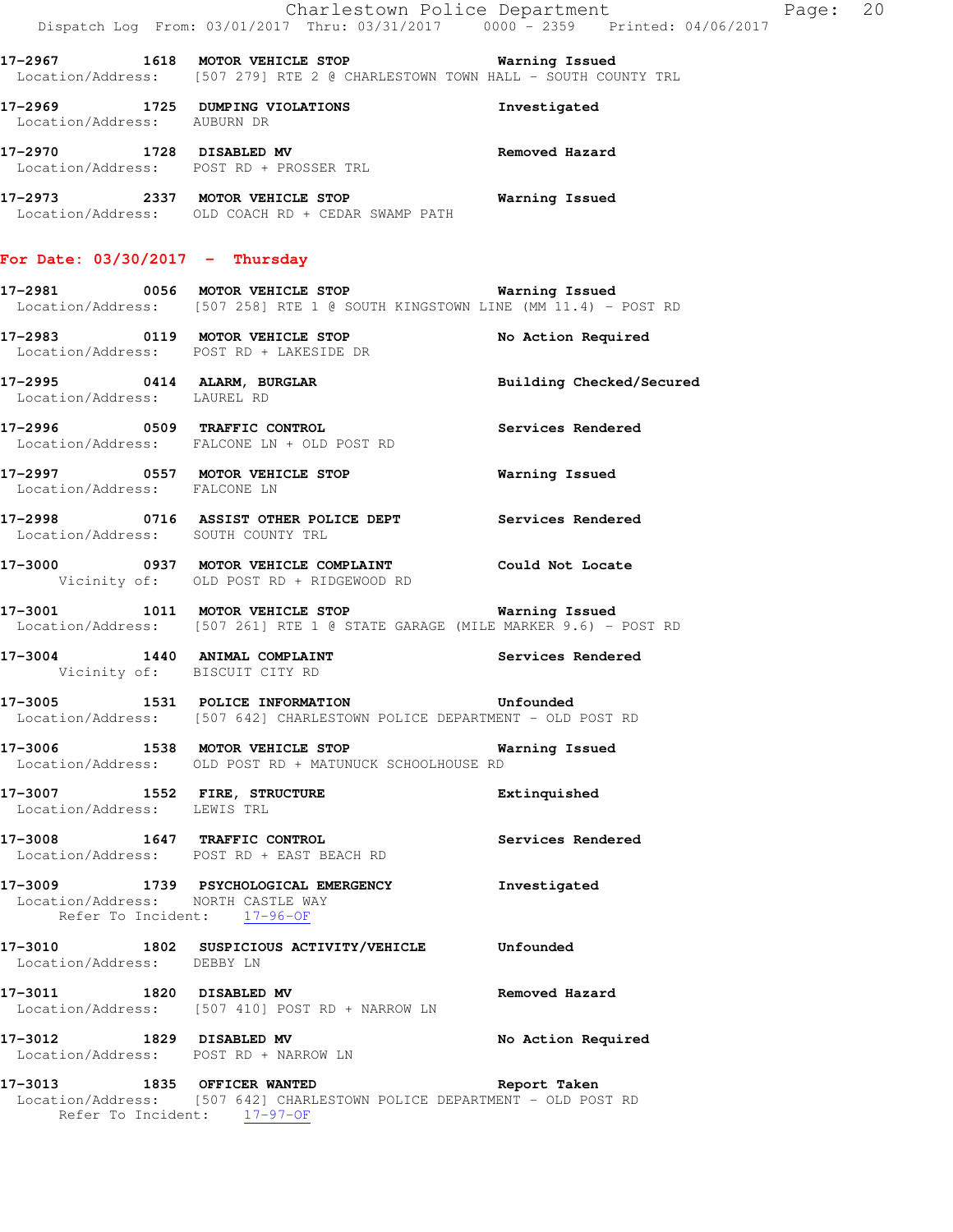**17-2967 1618 MOTOR VEHICLE STOP** Warning Issued
Location/Address: [507 279] RTE 2 @ CHARLESTOWN TOWN HALL - SOUTH COUNTY TRL

**17-2969 1725 DUMPING VIOLATIONS** Investigated
Location/Address: AUBURN DR

**17-2970 1728 DISABLED MV** Removed Hazard
Location/Address: POST RD + PROSSER TRL

**17-2973 2337 MOTOR VEHICLE STOP** Warning Issued
Location/Address: OLD COACH RD + CEDAR SWAMP PATH

## For Date: 03/30/2017 - Thursday

**17-2981 0056 MOTOR VEHICLE STOP** Warning Issued
Location/Address: [507 258] RTE 1 @ SOUTH KINGSTOWN LINE (MM 11.4) - POST RD

**17-2983 0119 MOTOR VEHICLE STOP** No Action Required
Location/Address: POST RD + LAKESIDE DR

**17-2995 0414 ALARM, BURGLAR** Building Checked/Secured
Location/Address: LAUREL RD

**17-2996 0509 TRAFFIC CONTROL** Services Rendered
Location/Address: FALCONE LN + OLD POST RD

**17-2997 0557 MOTOR VEHICLE STOP** Warning Issued
Location/Address: FALCONE LN

**17-2998 0716 ASSIST OTHER POLICE DEPT** Services Rendered
Location/Address: SOUTH COUNTY TRL

**17-3000 0937 MOTOR VEHICLE COMPLAINT** Could Not Locate
Vicinity of: OLD POST RD + RIDGEWOOD RD

**17-3001 1011 MOTOR VEHICLE STOP** Warning Issued
Location/Address: [507 261] RTE 1 @ STATE GARAGE (MILE MARKER 9.6) - POST RD

**17-3004 1440 ANIMAL COMPLAINT** Services Rendered
Vicinity of: BISCUIT CITY RD

**17-3005 1531 POLICE INFORMATION** Unfounded
Location/Address: [507 642] CHARLESTOWN POLICE DEPARTMENT - OLD POST RD

**17-3006 1538 MOTOR VEHICLE STOP** Warning Issued
Location/Address: OLD POST RD + MATUNUCK SCHOOLHOUSE RD

**17-3007 1552 FIRE, STRUCTURE** Extinquished
Location/Address: LEWIS TRL

**17-3008 1647 TRAFFIC CONTROL** Services Rendered
Location/Address: POST RD + EAST BEACH RD

**17-3009 1739 PSYCHOLOGICAL EMERGENCY** Investigated
Location/Address: NORTH CASTLE WAY
Refer To Incident: 17-96-OF

**17-3010 1802 SUSPICIOUS ACTIVITY/VEHICLE** Unfounded
Location/Address: DEBBY LN

**17-3011 1820 DISABLED MV** Removed Hazard
Location/Address: [507 410] POST RD + NARROW LN

**17-3012 1829 DISABLED MV** No Action Required
Location/Address: POST RD + NARROW LN

**17-3013 1835 OFFICER WANTED** Report Taken
Location/Address: [507 642] CHARLESTOWN POLICE DEPARTMENT - OLD POST RD
Refer To Incident: 17-97-OF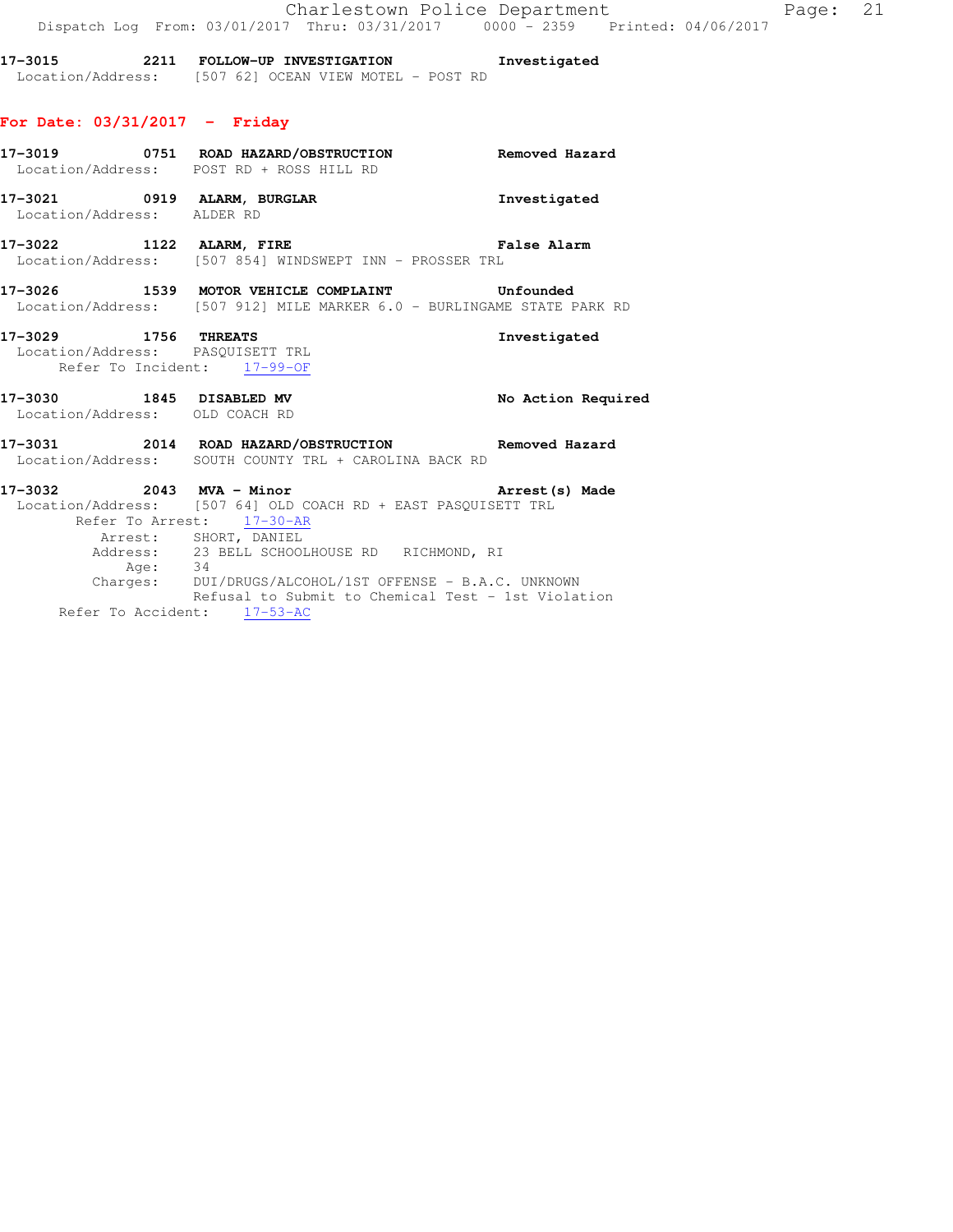17-3015 2211 **FOLLOW-UP INVESTIGATION** Investigated
Location/Address: [507 62] OCEAN VIEW MOTEL - POST RD

## For Date: 03/31/2017 - Friday

17-3019 0751 **ROAD HAZARD/OBSTRUCTION** Removed Hazard
Location/Address: POST RD + ROSS HILL RD

17-3021 0919 **ALARM, BURGLAR** Investigated
Location/Address: ALDER RD

17-3022 1122 **ALARM, FIRE** False Alarm
Location/Address: [507 854] WINDSWEPT INN - PROSSER TRL

17-3026 1539 **MOTOR VEHICLE COMPLAINT** Unfounded
Location/Address: [507 912] MILE MARKER 6.0 - BURLINGAME STATE PARK RD

17-3029 1756 **THREATS** Investigated
Location/Address: PASQUISETT TRL
Refer To Incident: 17-99-OF

17-3030 1845 **DISABLED MV** No Action Required
Location/Address: OLD COACH RD

17-3031 2014 **ROAD HAZARD/OBSTRUCTION** Removed Hazard
Location/Address: SOUTH COUNTY TRL + CAROLINA BACK RD

17-3032 2043 **MVA - Minor** Arrest(s) Made
Location/Address: [507 64] OLD COACH RD + EAST PASQUISETT TRL
Refer To Arrest: 17-30-AR
Arrest: SHORT, DANIEL
Address: 23 BELL SCHOOLHOUSE RD RICHMOND, RI
Age: 34
Charges: DUI/DRUGS/ALCOHOL/1ST OFFENSE - B.A.C. UNKNOWN
Refusal to Submit to Chemical Test - 1st Violation
Refer To Accident: 17-53-AC